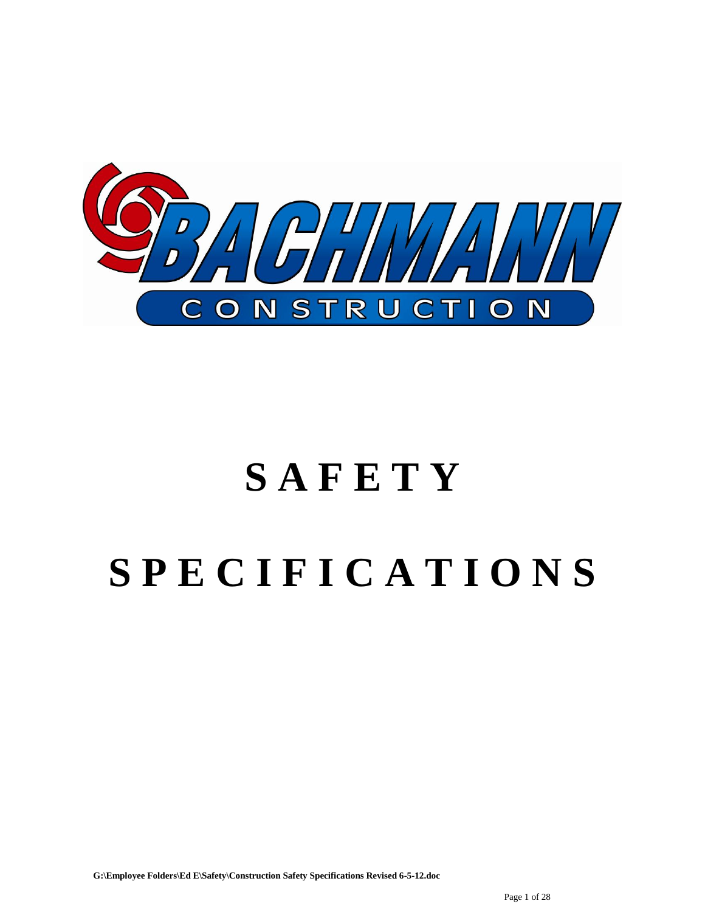BACHMANN

CONSTRUCTION

# SAFETY

# SPECIFICATIONS

**G:\Employee Folders\Ed E\Safety\Construction Safety Specifications Revised 6-5-12.doc**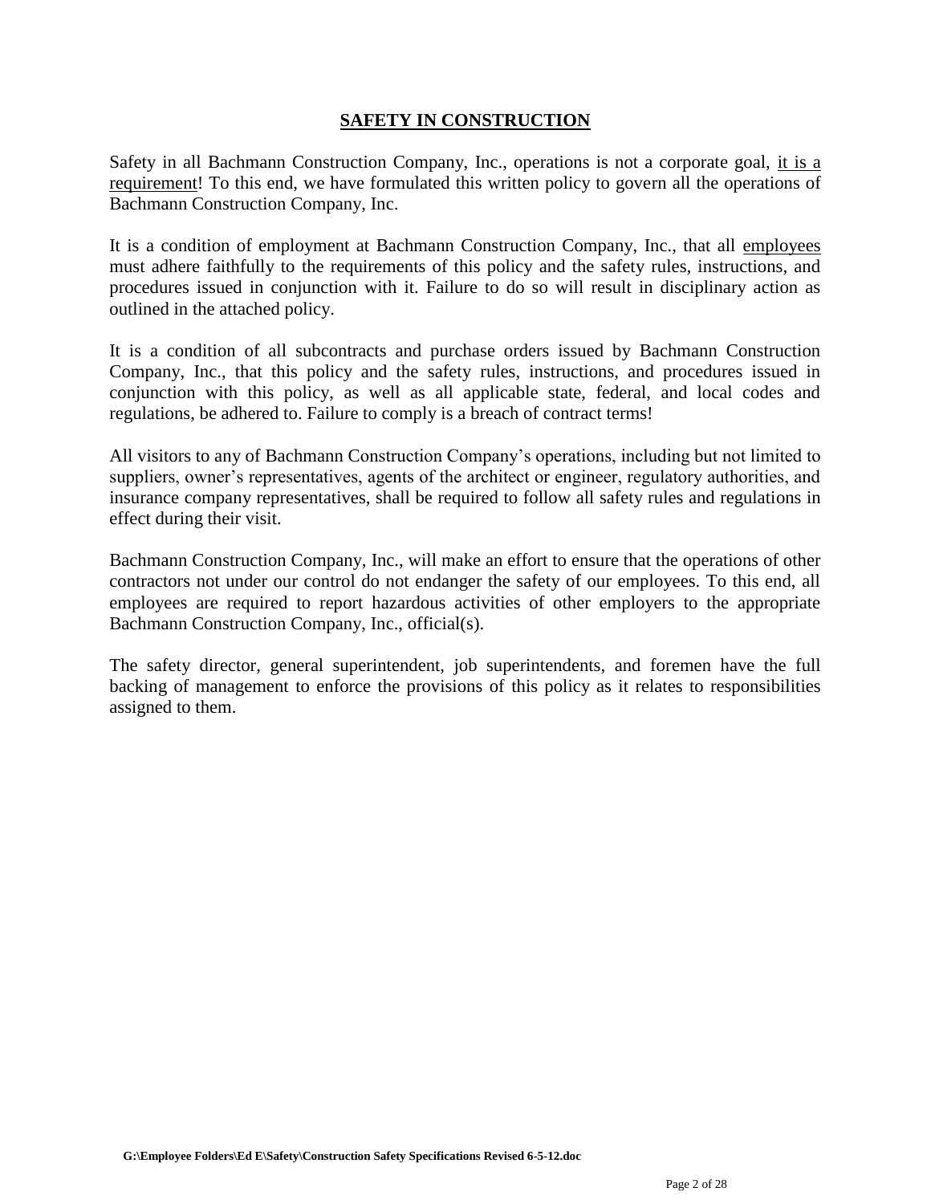## SAFETY IN CONSTRUCTION

Safety in all Bachmann Construction Company, Inc., operations is not a corporate goal, <u>it is a requirement</u>! To this end, we have formulated this written policy to govern all the operations of Bachmann Construction Company, Inc.

It is a condition of employment at Bachmann Construction Company, Inc., that all <u>employees</u> must adhere faithfully to the requirements of this policy and the safety rules, instructions, and procedures issued in conjunction with it. Failure to do so will result in disciplinary action as outlined in the attached policy.

It is a condition of all subcontracts and purchase orders issued by Bachmann Construction Company, Inc., that this policy and the safety rules, instructions, and procedures issued in conjunction with this policy, as well as all applicable state, federal, and local codes and regulations, be adhered to. Failure to comply is a breach of contract terms!

All visitors to any of Bachmann Construction Company's operations, including but not limited to suppliers, owner's representatives, agents of the architect or engineer, regulatory authorities, and insurance company representatives, shall be required to follow all safety rules and regulations in effect during their visit.

Bachmann Construction Company, Inc., will make an effort to ensure that the operations of other contractors not under our control do not endanger the safety of our employees. To this end, all employees are required to report hazardous activities of other employers to the appropriate Bachmann Construction Company, Inc., official(s).

The safety director, general superintendent, job superintendents, and foremen have the full backing of management to enforce the provisions of this policy as it relates to responsibilities assigned to them.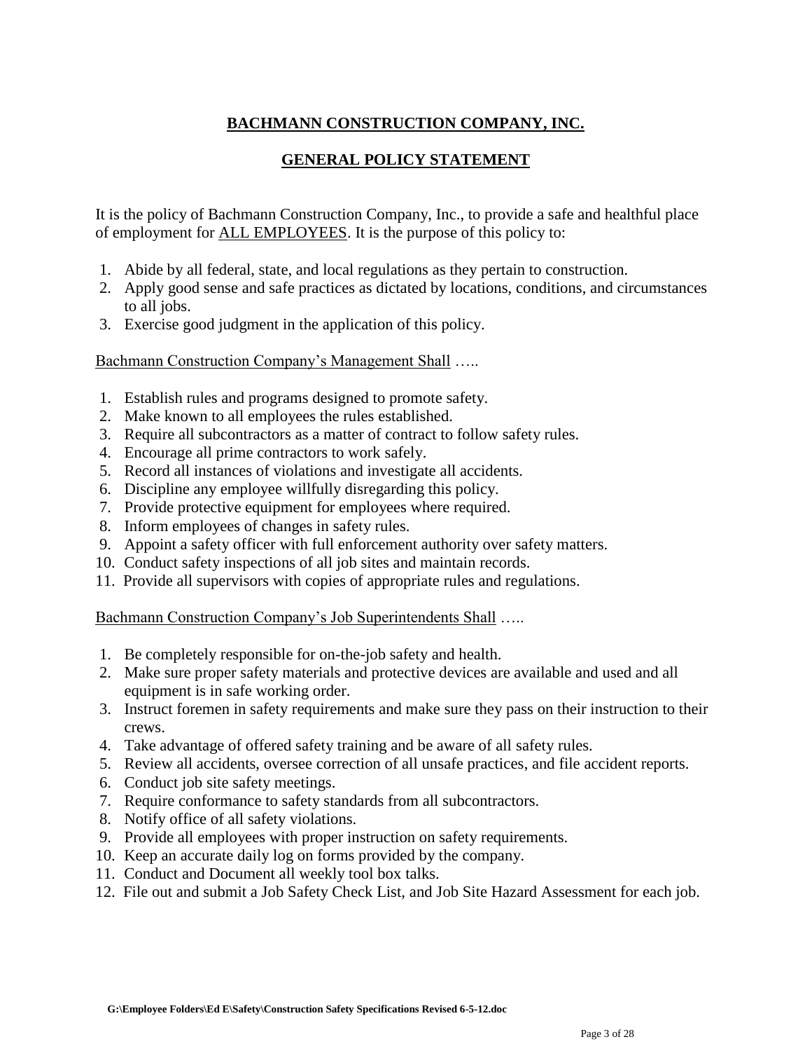# BACHMANN CONSTRUCTION COMPANY, INC.

## GENERAL POLICY STATEMENT

It is the policy of Bachmann Construction Company, Inc., to provide a safe and healthful place of employment for ALL EMPLOYEES. It is the purpose of this policy to:

1. Abide by all federal, state, and local regulations as they pertain to construction.
2. Apply good sense and safe practices as dictated by locations, conditions, and circumstances to all jobs.
3. Exercise good judgment in the application of this policy.

Bachmann Construction Company's Management Shall …..

1. Establish rules and programs designed to promote safety.
2. Make known to all employees the rules established.
3. Require all subcontractors as a matter of contract to follow safety rules.
4. Encourage all prime contractors to work safely.
5. Record all instances of violations and investigate all accidents.
6. Discipline any employee willfully disregarding this policy.
7. Provide protective equipment for employees where required.
8. Inform employees of changes in safety rules.
9. Appoint a safety officer with full enforcement authority over safety matters.
10. Conduct safety inspections of all job sites and maintain records.
11. Provide all supervisors with copies of appropriate rules and regulations.

Bachmann Construction Company's Job Superintendents Shall …..

1. Be completely responsible for on-the-job safety and health.
2. Make sure proper safety materials and protective devices are available and used and all equipment is in safe working order.
3. Instruct foremen in safety requirements and make sure they pass on their instruction to their crews.
4. Take advantage of offered safety training and be aware of all safety rules.
5. Review all accidents, oversee correction of all unsafe practices, and file accident reports.
6. Conduct job site safety meetings.
7. Require conformance to safety standards from all subcontractors.
8. Notify office of all safety violations.
9. Provide all employees with proper instruction on safety requirements.
10. Keep an accurate daily log on forms provided by the company.
11. Conduct and Document all weekly tool box talks.
12. File out and submit a Job Safety Check List, and Job Site Hazard Assessment for each job.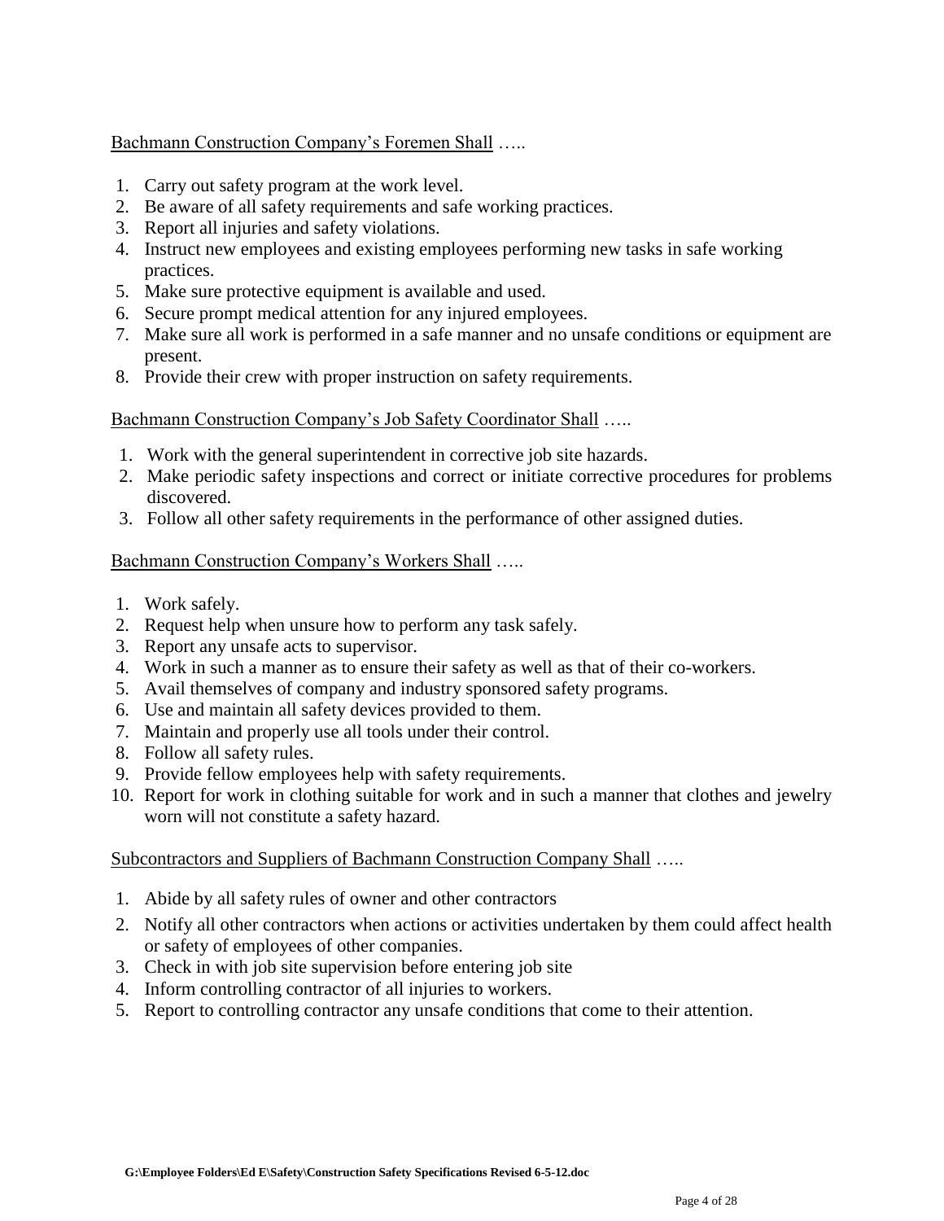<u>Bachmann Construction Company's Foremen Shall</u> …..

1. Carry out safety program at the work level.
2. Be aware of all safety requirements and safe working practices.
3. Report all injuries and safety violations.
4. Instruct new employees and existing employees performing new tasks in safe working practices.
5. Make sure protective equipment is available and used.
6. Secure prompt medical attention for any injured employees.
7. Make sure all work is performed in a safe manner and no unsafe conditions or equipment are present.
8. Provide their crew with proper instruction on safety requirements.

<u>Bachmann Construction Company's Job Safety Coordinator Shall</u> …..

1. Work with the general superintendent in corrective job site hazards.
2. Make periodic safety inspections and correct or initiate corrective procedures for problems discovered.
3. Follow all other safety requirements in the performance of other assigned duties.

<u>Bachmann Construction Company's Workers Shall</u> …..

1. Work safely.
2. Request help when unsure how to perform any task safely.
3. Report any unsafe acts to supervisor.
4. Work in such a manner as to ensure their safety as well as that of their co-workers.
5. Avail themselves of company and industry sponsored safety programs.
6. Use and maintain all safety devices provided to them.
7. Maintain and properly use all tools under their control.
8. Follow all safety rules.
9. Provide fellow employees help with safety requirements.
10. Report for work in clothing suitable for work and in such a manner that clothes and jewelry worn will not constitute a safety hazard.

<u>Subcontractors and Suppliers of Bachmann Construction Company Shall</u> …..

1. Abide by all safety rules of owner and other contractors
2. Notify all other contractors when actions or activities undertaken by them could affect health or safety of employees of other companies.
3. Check in with job site supervision before entering job site
4. Inform controlling contractor of all injuries to workers.
5. Report to controlling contractor any unsafe conditions that come to their attention.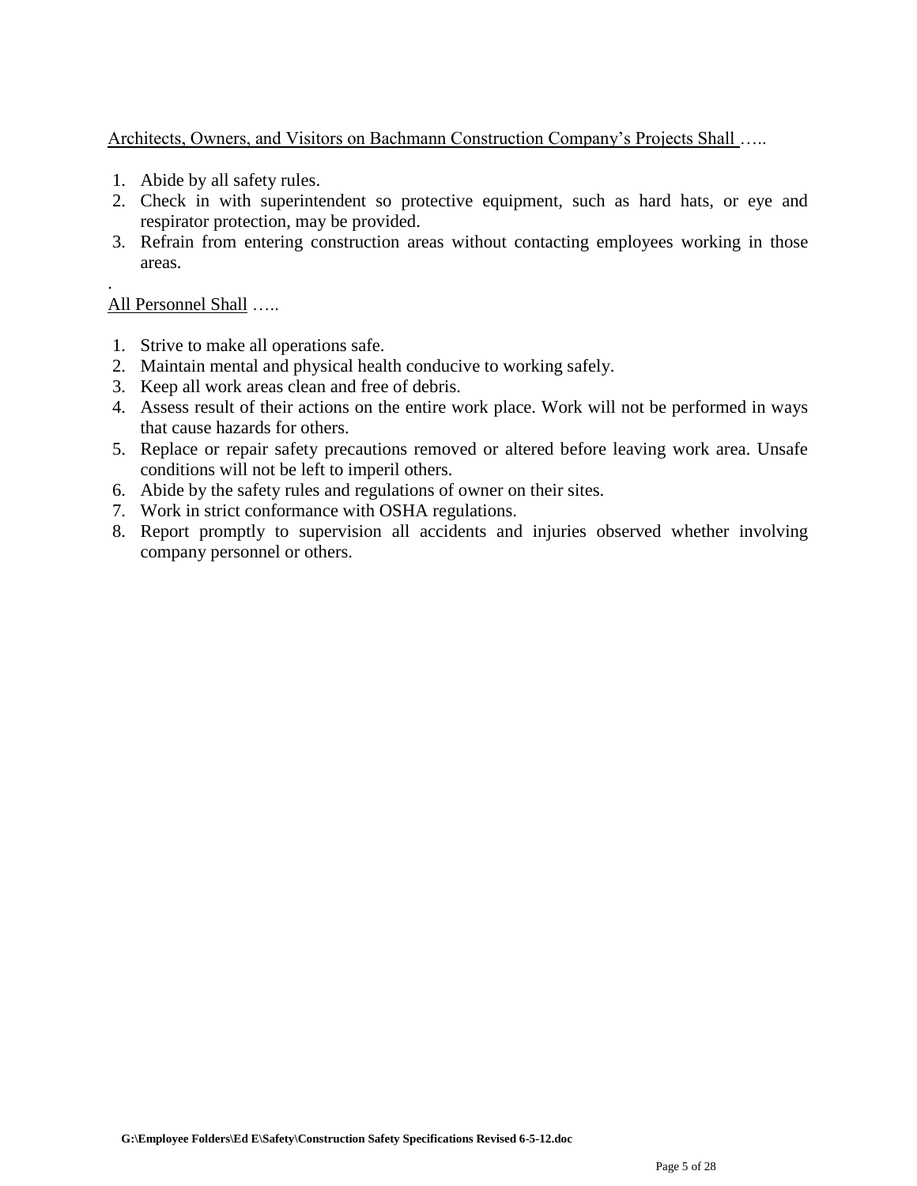Architects, Owners, and Visitors on Bachmann Construction Company's Projects Shall …..

1. Abide by all safety rules.
2. Check in with superintendent so protective equipment, such as hard hats, or eye and respirator protection, may be provided.
3. Refrain from entering construction areas without contacting employees working in those areas.

.

All Personnel Shall …..

1. Strive to make all operations safe.
2. Maintain mental and physical health conducive to working safely.
3. Keep all work areas clean and free of debris.
4. Assess result of their actions on the entire work place. Work will not be performed in ways that cause hazards for others.
5. Replace or repair safety precautions removed or altered before leaving work area. Unsafe conditions will not be left to imperil others.
6. Abide by the safety rules and regulations of owner on their sites.
7. Work in strict conformance with OSHA regulations.
8. Report promptly to supervision all accidents and injuries observed whether involving company personnel or others.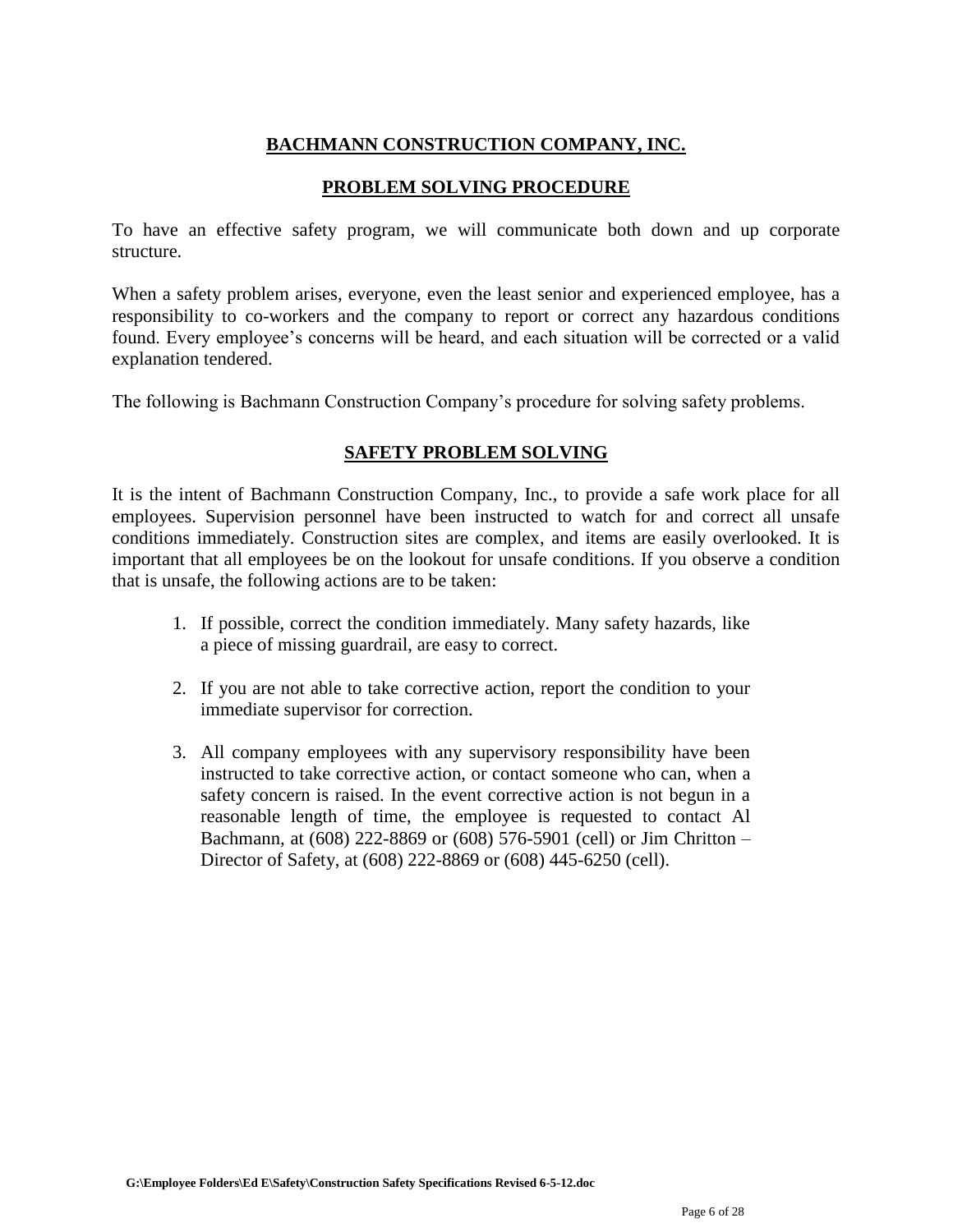## BACHMANN CONSTRUCTION COMPANY, INC.

## PROBLEM SOLVING PROCEDURE

To have an effective safety program, we will communicate both down and up corporate structure.

When a safety problem arises, everyone, even the least senior and experienced employee, has a responsibility to co-workers and the company to report or correct any hazardous conditions found. Every employee's concerns will be heard, and each situation will be corrected or a valid explanation tendered.

The following is Bachmann Construction Company's procedure for solving safety problems.

## SAFETY PROBLEM SOLVING

It is the intent of Bachmann Construction Company, Inc., to provide a safe work place for all employees. Supervision personnel have been instructed to watch for and correct all unsafe conditions immediately. Construction sites are complex, and items are easily overlooked. It is important that all employees be on the lookout for unsafe conditions. If you observe a condition that is unsafe, the following actions are to be taken:

1. If possible, correct the condition immediately. Many safety hazards, like a piece of missing guardrail, are easy to correct.

2. If you are not able to take corrective action, report the condition to your immediate supervisor for correction.

3. All company employees with any supervisory responsibility have been instructed to take corrective action, or contact someone who can, when a safety concern is raised. In the event corrective action is not begun in a reasonable length of time, the employee is requested to contact Al Bachmann, at (608) 222-8869 or (608) 576-5901 (cell) or Jim Chritton – Director of Safety, at (608) 222-8869 or (608) 445-6250 (cell).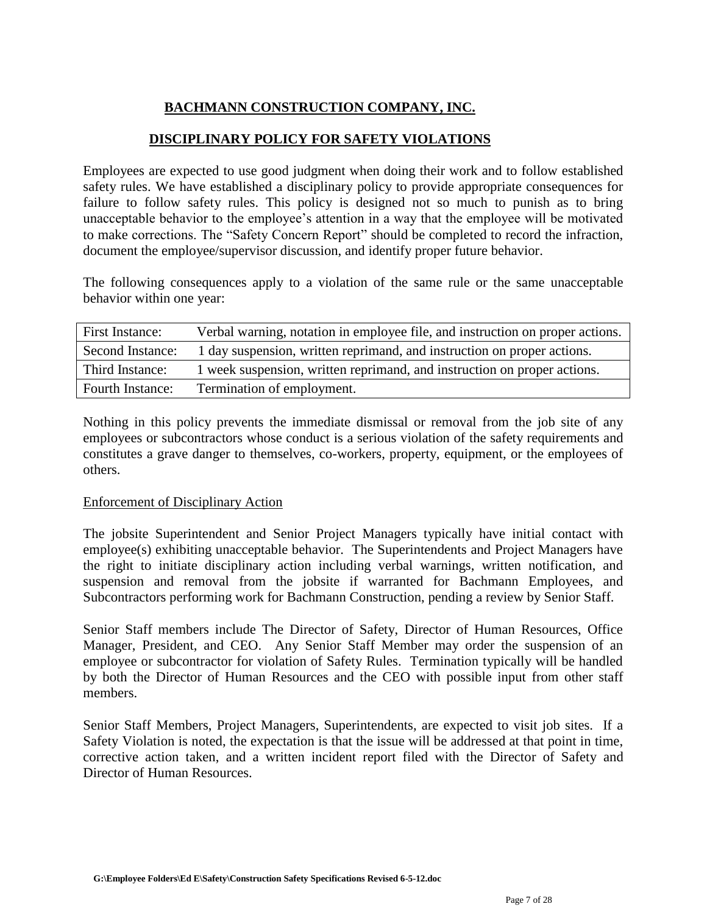# BACHMANN CONSTRUCTION COMPANY, INC.

## DISCIPLINARY POLICY FOR SAFETY VIOLATIONS

Employees are expected to use good judgment when doing their work and to follow established safety rules. We have established a disciplinary policy to provide appropriate consequences for failure to follow safety rules. This policy is designed not so much to punish as to bring unacceptable behavior to the employee's attention in a way that the employee will be motivated to make corrections. The "Safety Concern Report" should be completed to record the infraction, document the employee/supervisor discussion, and identify proper future behavior.

The following consequences apply to a violation of the same rule or the same unacceptable behavior within one year:

| | |
|---|---|
| First Instance: | Verbal warning, notation in employee file, and instruction on proper actions. |
| Second Instance: | 1 day suspension, written reprimand, and instruction on proper actions. |
| Third Instance: | 1 week suspension, written reprimand, and instruction on proper actions. |
| Fourth Instance: | Termination of employment. |

Nothing in this policy prevents the immediate dismissal or removal from the job site of any employees or subcontractors whose conduct is a serious violation of the safety requirements and constitutes a grave danger to themselves, co-workers, property, equipment, or the employees of others.

Enforcement of Disciplinary Action

The jobsite Superintendent and Senior Project Managers typically have initial contact with employee(s) exhibiting unacceptable behavior. The Superintendents and Project Managers have the right to initiate disciplinary action including verbal warnings, written notification, and suspension and removal from the jobsite if warranted for Bachmann Employees, and Subcontractors performing work for Bachmann Construction, pending a review by Senior Staff.

Senior Staff members include The Director of Safety, Director of Human Resources, Office Manager, President, and CEO. Any Senior Staff Member may order the suspension of an employee or subcontractor for violation of Safety Rules. Termination typically will be handled by both the Director of Human Resources and the CEO with possible input from other staff members.

Senior Staff Members, Project Managers, Superintendents, are expected to visit job sites. If a Safety Violation is noted, the expectation is that the issue will be addressed at that point in time, corrective action taken, and a written incident report filed with the Director of Safety and Director of Human Resources.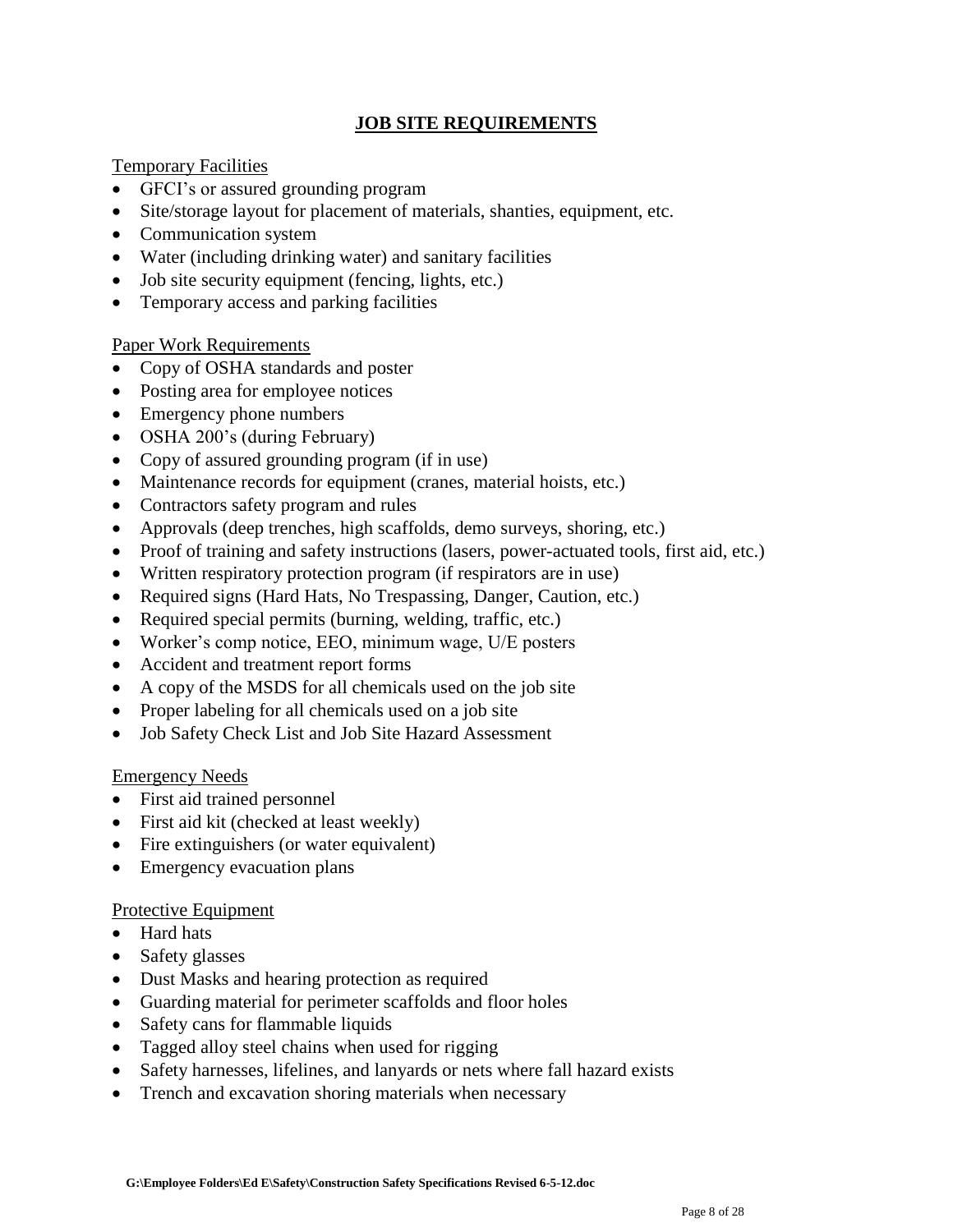## JOB SITE REQUIREMENTS

Temporary Facilities

- GFCI's or assured grounding program
- Site/storage layout for placement of materials, shanties, equipment, etc.
- Communication system
- Water (including drinking water) and sanitary facilities
- Job site security equipment (fencing, lights, etc.)
- Temporary access and parking facilities

Paper Work Requirements

- Copy of OSHA standards and poster
- Posting area for employee notices
- Emergency phone numbers
- OSHA 200's (during February)
- Copy of assured grounding program (if in use)
- Maintenance records for equipment (cranes, material hoists, etc.)
- Contractors safety program and rules
- Approvals (deep trenches, high scaffolds, demo surveys, shoring, etc.)
- Proof of training and safety instructions (lasers, power-actuated tools, first aid, etc.)
- Written respiratory protection program (if respirators are in use)
- Required signs (Hard Hats, No Trespassing, Danger, Caution, etc.)
- Required special permits (burning, welding, traffic, etc.)
- Worker's comp notice, EEO, minimum wage, U/E posters
- Accident and treatment report forms
- A copy of the MSDS for all chemicals used on the job site
- Proper labeling for all chemicals used on a job site
- Job Safety Check List and Job Site Hazard Assessment

Emergency Needs

- First aid trained personnel
- First aid kit (checked at least weekly)
- Fire extinguishers (or water equivalent)
- Emergency evacuation plans

Protective Equipment

- Hard hats
- Safety glasses
- Dust Masks and hearing protection as required
- Guarding material for perimeter scaffolds and floor holes
- Safety cans for flammable liquids
- Tagged alloy steel chains when used for rigging
- Safety harnesses, lifelines, and lanyards or nets where fall hazard exists
- Trench and excavation shoring materials when necessary

G:\Employee Folders\Ed E\Safety\Construction Safety Specifications Revised 6-5-12.doc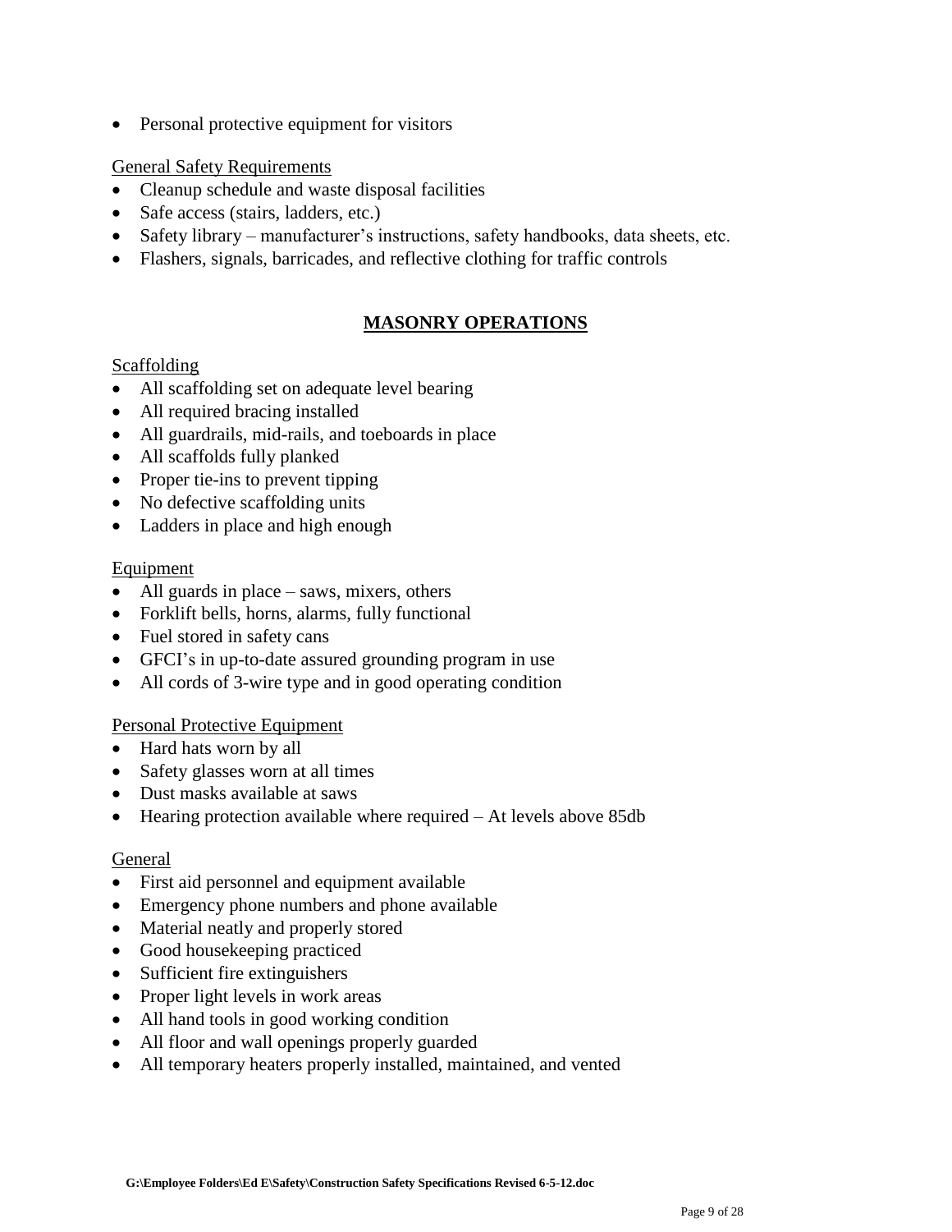- Personal protective equipment for visitors

General Safety Requirements

- Cleanup schedule and waste disposal facilities
- Safe access (stairs, ladders, etc.)
- Safety library – manufacturer's instructions, safety handbooks, data sheets, etc.
- Flashers, signals, barricades, and reflective clothing for traffic controls

## MASONRY OPERATIONS

Scaffolding

- All scaffolding set on adequate level bearing
- All required bracing installed
- All guardrails, mid-rails, and toeboards in place
- All scaffolds fully planked
- Proper tie-ins to prevent tipping
- No defective scaffolding units
- Ladders in place and high enough

Equipment

- All guards in place – saws, mixers, others
- Forklift bells, horns, alarms, fully functional
- Fuel stored in safety cans
- GFCI's in up-to-date assured grounding program in use
- All cords of 3-wire type and in good operating condition

Personal Protective Equipment

- Hard hats worn by all
- Safety glasses worn at all times
- Dust masks available at saws
- Hearing protection available where required – At levels above 85db

General

- First aid personnel and equipment available
- Emergency phone numbers and phone available
- Material neatly and properly stored
- Good housekeeping practiced
- Sufficient fire extinguishers
- Proper light levels in work areas
- All hand tools in good working condition
- All floor and wall openings properly guarded
- All temporary heaters properly installed, maintained, and vented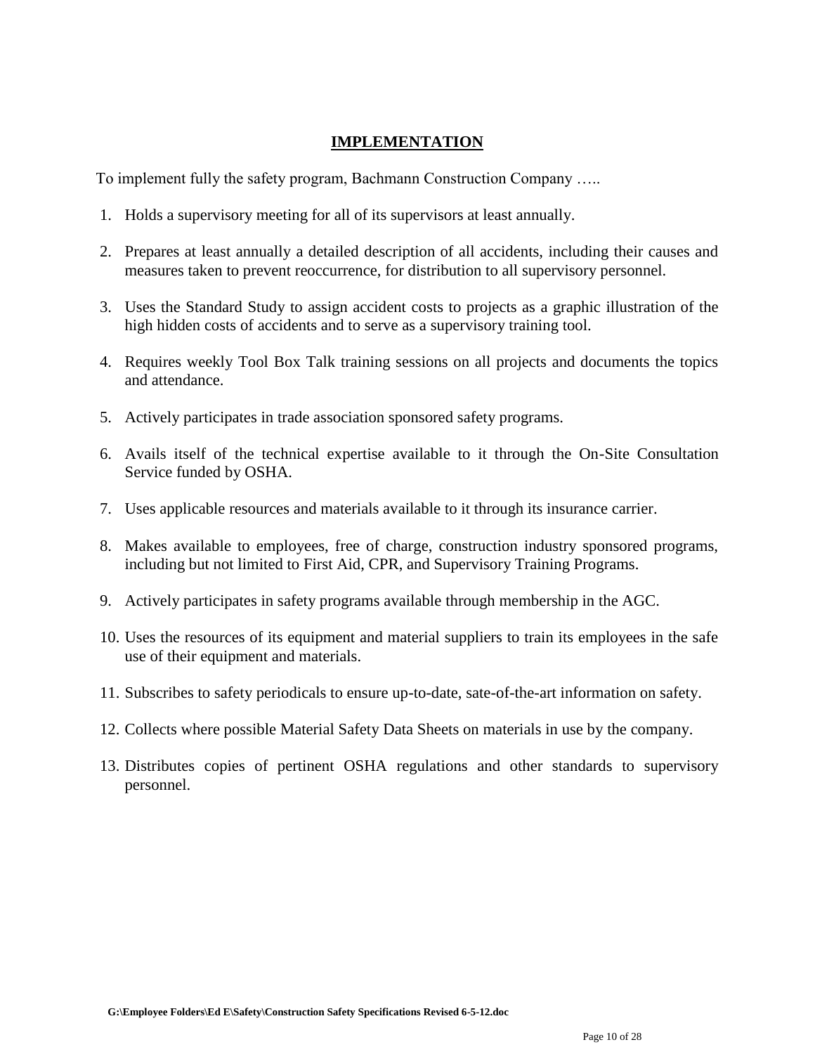## IMPLEMENTATION

To implement fully the safety program, Bachmann Construction Company …..

1. Holds a supervisory meeting for all of its supervisors at least annually.
2. Prepares at least annually a detailed description of all accidents, including their causes and measures taken to prevent reoccurrence, for distribution to all supervisory personnel.
3. Uses the Standard Study to assign accident costs to projects as a graphic illustration of the high hidden costs of accidents and to serve as a supervisory training tool.
4. Requires weekly Tool Box Talk training sessions on all projects and documents the topics and attendance.
5. Actively participates in trade association sponsored safety programs.
6. Avails itself of the technical expertise available to it through the On-Site Consultation Service funded by OSHA.
7. Uses applicable resources and materials available to it through its insurance carrier.
8. Makes available to employees, free of charge, construction industry sponsored programs, including but not limited to First Aid, CPR, and Supervisory Training Programs.
9. Actively participates in safety programs available through membership in the AGC.
10. Uses the resources of its equipment and material suppliers to train its employees in the safe use of their equipment and materials.
11. Subscribes to safety periodicals to ensure up-to-date, sate-of-the-art information on safety.
12. Collects where possible Material Safety Data Sheets on materials in use by the company.
13. Distributes copies of pertinent OSHA regulations and other standards to supervisory personnel.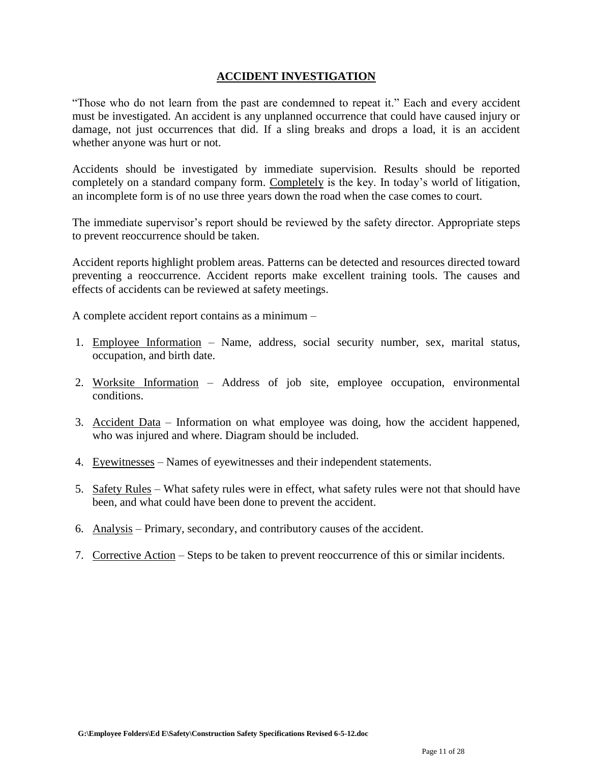## ACCIDENT INVESTIGATION

"Those who do not learn from the past are condemned to repeat it." Each and every accident must be investigated. An accident is any unplanned occurrence that could have caused injury or damage, not just occurrences that did. If a sling breaks and drops a load, it is an accident whether anyone was hurt or not.

Accidents should be investigated by immediate supervision. Results should be reported completely on a standard company form. Completely is the key. In today's world of litigation, an incomplete form is of no use three years down the road when the case comes to court.

The immediate supervisor's report should be reviewed by the safety director. Appropriate steps to prevent reoccurrence should be taken.

Accident reports highlight problem areas. Patterns can be detected and resources directed toward preventing a reoccurrence. Accident reports make excellent training tools. The causes and effects of accidents can be reviewed at safety meetings.

A complete accident report contains as a minimum –

1. Employee Information – Name, address, social security number, sex, marital status, occupation, and birth date.
2. Worksite Information – Address of job site, employee occupation, environmental conditions.
3. Accident Data – Information on what employee was doing, how the accident happened, who was injured and where. Diagram should be included.
4. Eyewitnesses – Names of eyewitnesses and their independent statements.
5. Safety Rules – What safety rules were in effect, what safety rules were not that should have been, and what could have been done to prevent the accident.
6. Analysis – Primary, secondary, and contributory causes of the accident.
7. Corrective Action – Steps to be taken to prevent reoccurrence of this or similar incidents.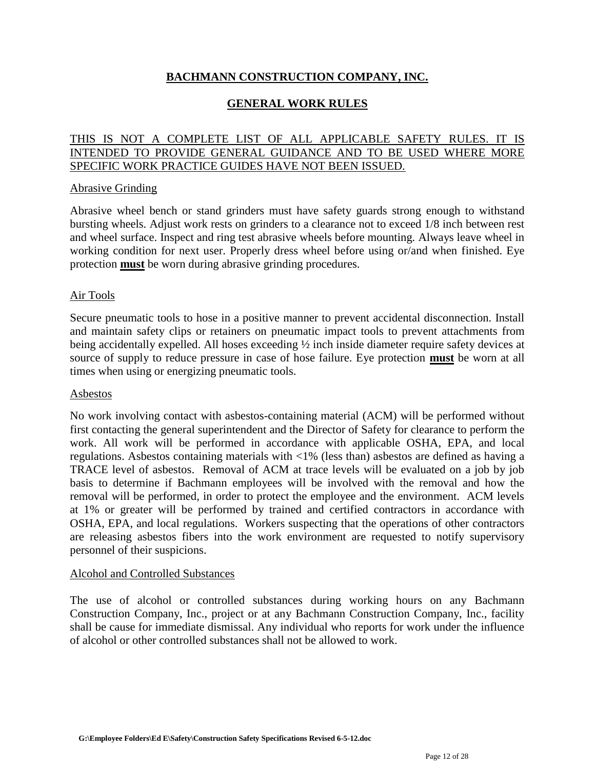# BACHMANN CONSTRUCTION COMPANY, INC.

## GENERAL WORK RULES

THIS IS NOT A COMPLETE LIST OF ALL APPLICABLE SAFETY RULES. IT IS INTENDED TO PROVIDE GENERAL GUIDANCE AND TO BE USED WHERE MORE SPECIFIC WORK PRACTICE GUIDES HAVE NOT BEEN ISSUED.

### Abrasive Grinding

Abrasive wheel bench or stand grinders must have safety guards strong enough to withstand bursting wheels. Adjust work rests on grinders to a clearance not to exceed 1/8 inch between rest and wheel surface. Inspect and ring test abrasive wheels before mounting. Always leave wheel in working condition for next user. Properly dress wheel before using or/and when finished. Eye protection **must** be worn during abrasive grinding procedures.

### Air Tools

Secure pneumatic tools to hose in a positive manner to prevent accidental disconnection. Install and maintain safety clips or retainers on pneumatic impact tools to prevent attachments from being accidentally expelled. All hoses exceeding ½ inch inside diameter require safety devices at source of supply to reduce pressure in case of hose failure. Eye protection **must** be worn at all times when using or energizing pneumatic tools.

### Asbestos

No work involving contact with asbestos-containing material (ACM) will be performed without first contacting the general superintendent and the Director of Safety for clearance to perform the work. All work will be performed in accordance with applicable OSHA, EPA, and local regulations. Asbestos containing materials with <1% (less than) asbestos are defined as having a TRACE level of asbestos. Removal of ACM at trace levels will be evaluated on a job by job basis to determine if Bachmann employees will be involved with the removal and how the removal will be performed, in order to protect the employee and the environment. ACM levels at 1% or greater will be performed by trained and certified contractors in accordance with OSHA, EPA, and local regulations. Workers suspecting that the operations of other contractors are releasing asbestos fibers into the work environment are requested to notify supervisory personnel of their suspicions.

### Alcohol and Controlled Substances

The use of alcohol or controlled substances during working hours on any Bachmann Construction Company, Inc., project or at any Bachmann Construction Company, Inc., facility shall be cause for immediate dismissal. Any individual who reports for work under the influence of alcohol or other controlled substances shall not be allowed to work.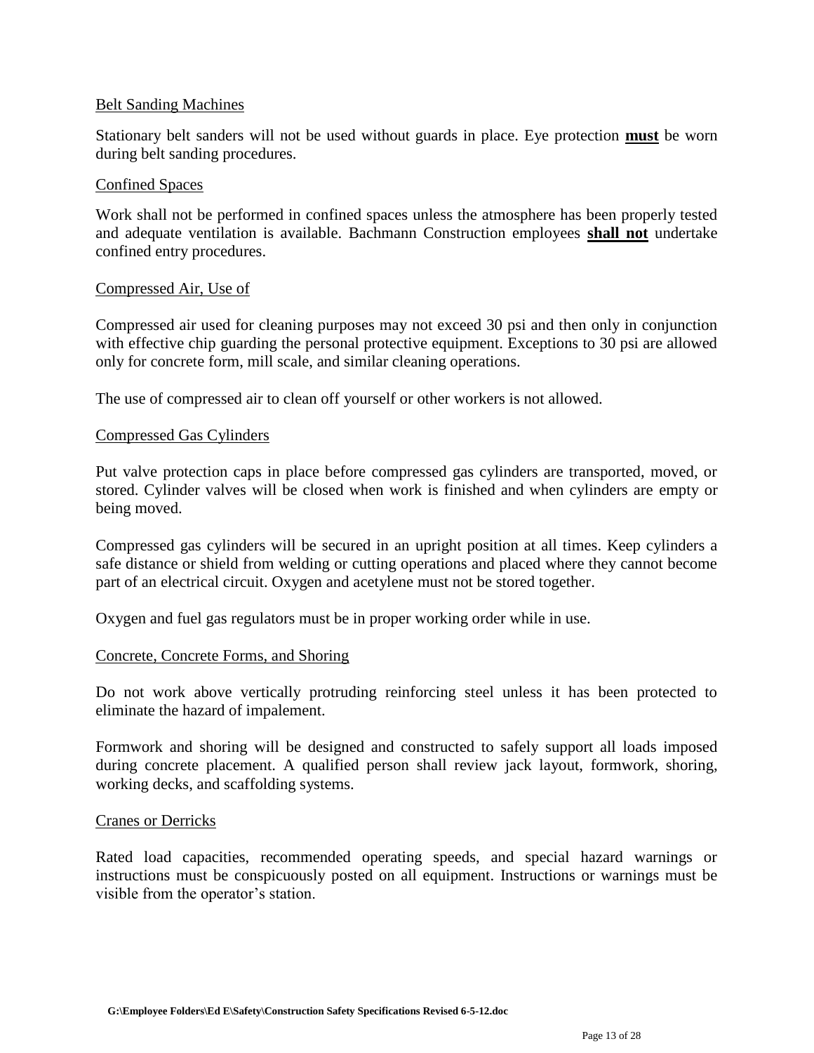## Belt Sanding Machines

Stationary belt sanders will not be used without guards in place. Eye protection **must** be worn during belt sanding procedures.

## Confined Spaces

Work shall not be performed in confined spaces unless the atmosphere has been properly tested and adequate ventilation is available. Bachmann Construction employees **shall not** undertake confined entry procedures.

## Compressed Air, Use of

Compressed air used for cleaning purposes may not exceed 30 psi and then only in conjunction with effective chip guarding the personal protective equipment. Exceptions to 30 psi are allowed only for concrete form, mill scale, and similar cleaning operations.

The use of compressed air to clean off yourself or other workers is not allowed.

## Compressed Gas Cylinders

Put valve protection caps in place before compressed gas cylinders are transported, moved, or stored. Cylinder valves will be closed when work is finished and when cylinders are empty or being moved.

Compressed gas cylinders will be secured in an upright position at all times. Keep cylinders a safe distance or shield from welding or cutting operations and placed where they cannot become part of an electrical circuit. Oxygen and acetylene must not be stored together.

Oxygen and fuel gas regulators must be in proper working order while in use.

## Concrete, Concrete Forms, and Shoring

Do not work above vertically protruding reinforcing steel unless it has been protected to eliminate the hazard of impalement.

Formwork and shoring will be designed and constructed to safely support all loads imposed during concrete placement. A qualified person shall review jack layout, formwork, shoring, working decks, and scaffolding systems.

## Cranes or Derricks

Rated load capacities, recommended operating speeds, and special hazard warnings or instructions must be conspicuously posted on all equipment. Instructions or warnings must be visible from the operator's station.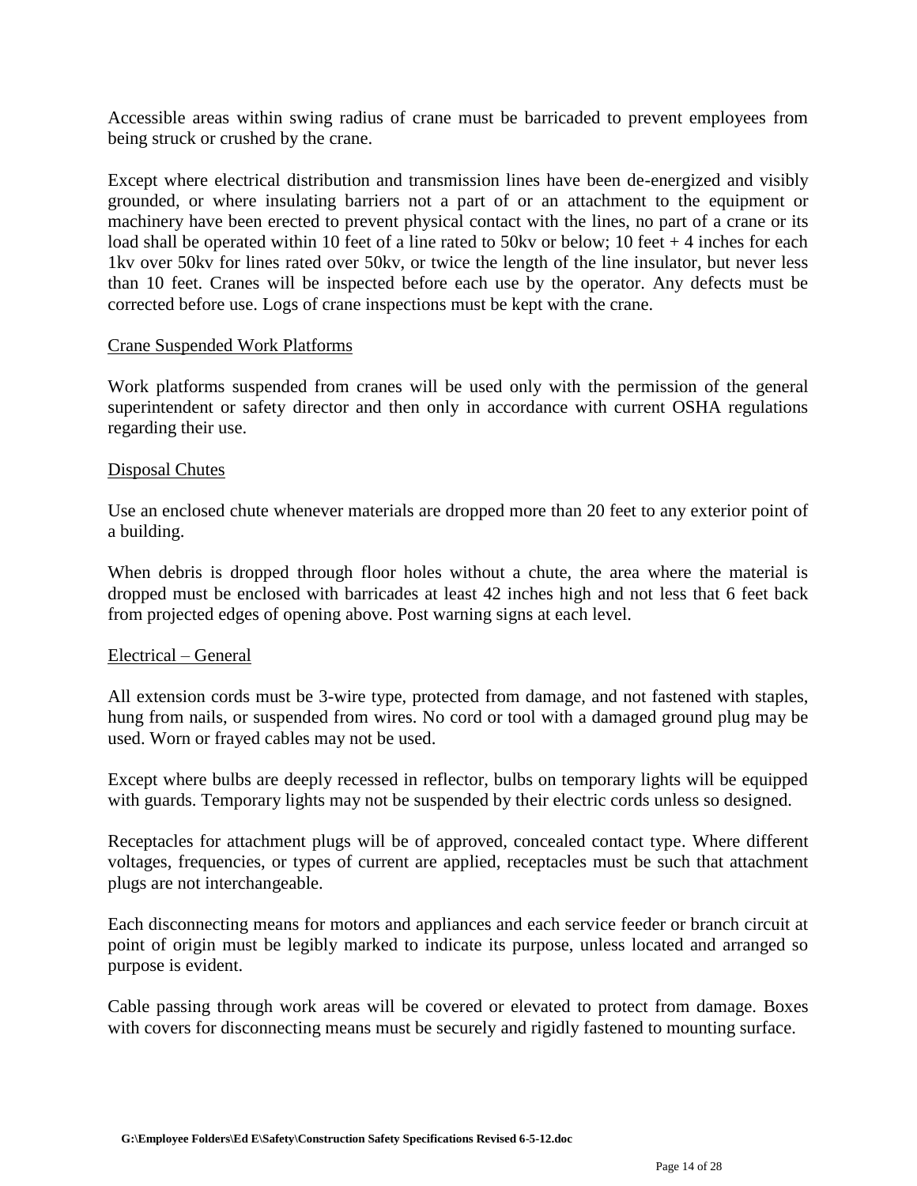Accessible areas within swing radius of crane must be barricaded to prevent employees from being struck or crushed by the crane.

Except where electrical distribution and transmission lines have been de-energized and visibly grounded, or where insulating barriers not a part of or an attachment to the equipment or machinery have been erected to prevent physical contact with the lines, no part of a crane or its load shall be operated within 10 feet of a line rated to 50kv or below; 10 feet + 4 inches for each 1kv over 50kv for lines rated over 50kv, or twice the length of the line insulator, but never less than 10 feet. Cranes will be inspected before each use by the operator. Any defects must be corrected before use. Logs of crane inspections must be kept with the crane.

## Crane Suspended Work Platforms

Work platforms suspended from cranes will be used only with the permission of the general superintendent or safety director and then only in accordance with current OSHA regulations regarding their use.

## Disposal Chutes

Use an enclosed chute whenever materials are dropped more than 20 feet to any exterior point of a building.

When debris is dropped through floor holes without a chute, the area where the material is dropped must be enclosed with barricades at least 42 inches high and not less that 6 feet back from projected edges of opening above. Post warning signs at each level.

## Electrical – General

All extension cords must be 3-wire type, protected from damage, and not fastened with staples, hung from nails, or suspended from wires. No cord or tool with a damaged ground plug may be used. Worn or frayed cables may not be used.

Except where bulbs are deeply recessed in reflector, bulbs on temporary lights will be equipped with guards. Temporary lights may not be suspended by their electric cords unless so designed.

Receptacles for attachment plugs will be of approved, concealed contact type. Where different voltages, frequencies, or types of current are applied, receptacles must be such that attachment plugs are not interchangeable.

Each disconnecting means for motors and appliances and each service feeder or branch circuit at point of origin must be legibly marked to indicate its purpose, unless located and arranged so purpose is evident.

Cable passing through work areas will be covered or elevated to protect from damage. Boxes with covers for disconnecting means must be securely and rigidly fastened to mounting surface.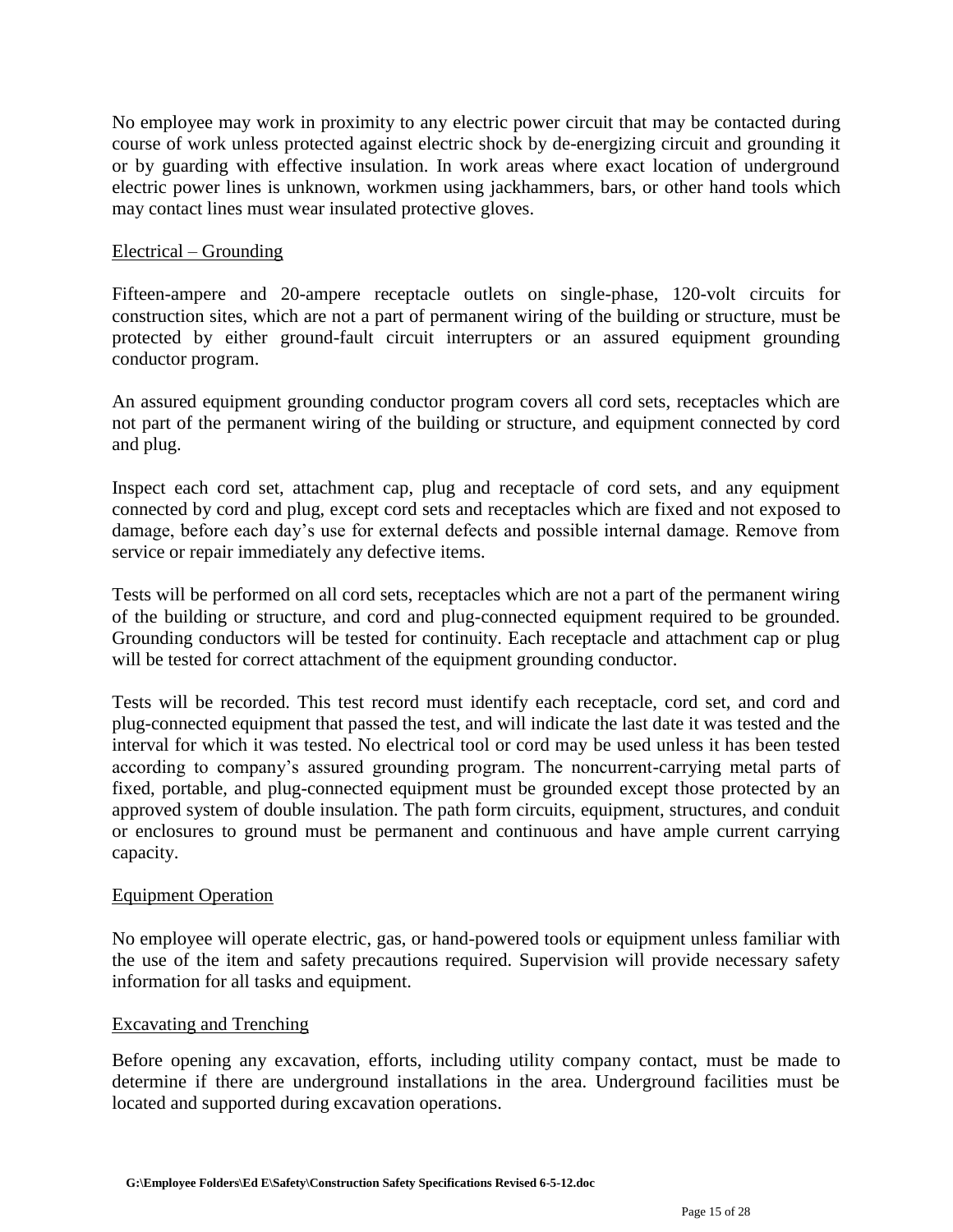No employee may work in proximity to any electric power circuit that may be contacted during course of work unless protected against electric shock by de-energizing circuit and grounding it or by guarding with effective insulation. In work areas where exact location of underground electric power lines is unknown, workmen using jackhammers, bars, or other hand tools which may contact lines must wear insulated protective gloves.

<u>Electrical – Grounding</u>

Fifteen-ampere and 20-ampere receptacle outlets on single-phase, 120-volt circuits for construction sites, which are not a part of permanent wiring of the building or structure, must be protected by either ground-fault circuit interrupters or an assured equipment grounding conductor program.

An assured equipment grounding conductor program covers all cord sets, receptacles which are not part of the permanent wiring of the building or structure, and equipment connected by cord and plug.

Inspect each cord set, attachment cap, plug and receptacle of cord sets, and any equipment connected by cord and plug, except cord sets and receptacles which are fixed and not exposed to damage, before each day's use for external defects and possible internal damage. Remove from service or repair immediately any defective items.

Tests will be performed on all cord sets, receptacles which are not a part of the permanent wiring of the building or structure, and cord and plug-connected equipment required to be grounded. Grounding conductors will be tested for continuity. Each receptacle and attachment cap or plug will be tested for correct attachment of the equipment grounding conductor.

Tests will be recorded. This test record must identify each receptacle, cord set, and cord and plug-connected equipment that passed the test, and will indicate the last date it was tested and the interval for which it was tested. No electrical tool or cord may be used unless it has been tested according to company's assured grounding program. The noncurrent-carrying metal parts of fixed, portable, and plug-connected equipment must be grounded except those protected by an approved system of double insulation. The path form circuits, equipment, structures, and conduit or enclosures to ground must be permanent and continuous and have ample current carrying capacity.

<u>Equipment Operation</u>

No employee will operate electric, gas, or hand-powered tools or equipment unless familiar with the use of the item and safety precautions required. Supervision will provide necessary safety information for all tasks and equipment.

<u>Excavating and Trenching</u>

Before opening any excavation, efforts, including utility company contact, must be made to determine if there are underground installations in the area. Underground facilities must be located and supported during excavation operations.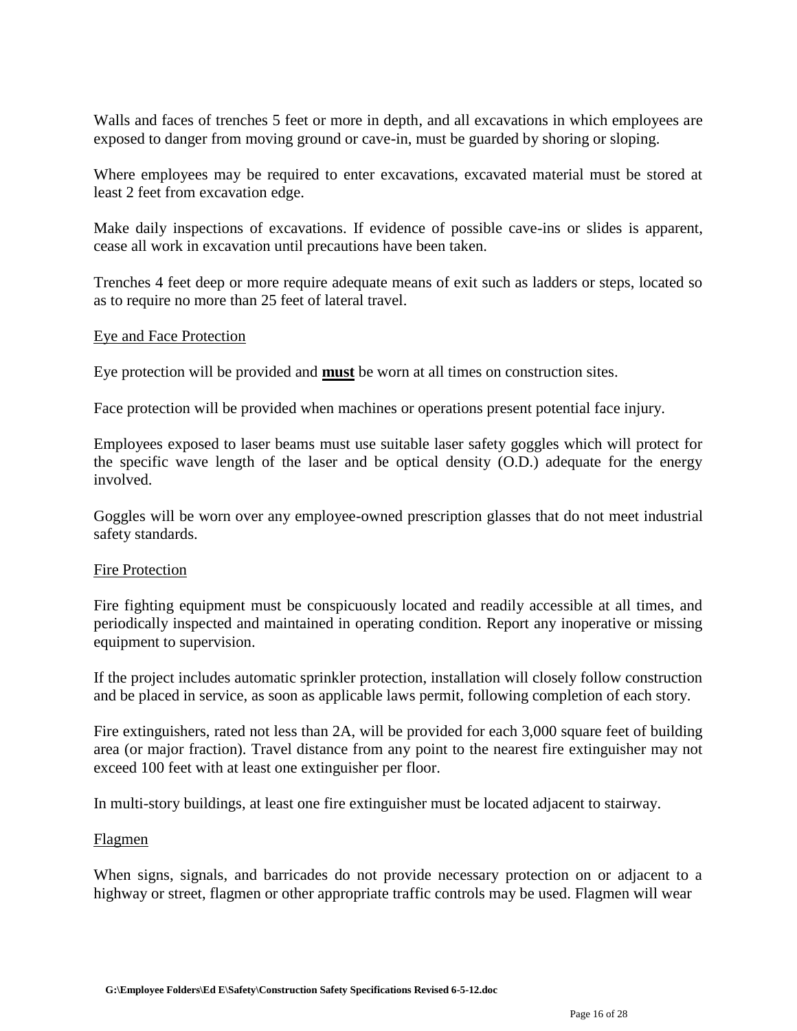Walls and faces of trenches 5 feet or more in depth, and all excavations in which employees are exposed to danger from moving ground or cave-in, must be guarded by shoring or sloping.

Where employees may be required to enter excavations, excavated material must be stored at least 2 feet from excavation edge.

Make daily inspections of excavations. If evidence of possible cave-ins or slides is apparent, cease all work in excavation until precautions have been taken.

Trenches 4 feet deep or more require adequate means of exit such as ladders or steps, located so as to require no more than 25 feet of lateral travel.

<u>Eye and Face Protection</u>

Eye protection will be provided and <u>**must**</u> be worn at all times on construction sites.

Face protection will be provided when machines or operations present potential face injury.

Employees exposed to laser beams must use suitable laser safety goggles which will protect for the specific wave length of the laser and be optical density (O.D.) adequate for the energy involved.

Goggles will be worn over any employee-owned prescription glasses that do not meet industrial safety standards.

<u>Fire Protection</u>

Fire fighting equipment must be conspicuously located and readily accessible at all times, and periodically inspected and maintained in operating condition. Report any inoperative or missing equipment to supervision.

If the project includes automatic sprinkler protection, installation will closely follow construction and be placed in service, as soon as applicable laws permit, following completion of each story.

Fire extinguishers, rated not less than 2A, will be provided for each 3,000 square feet of building area (or major fraction). Travel distance from any point to the nearest fire extinguisher may not exceed 100 feet with at least one extinguisher per floor.

In multi-story buildings, at least one fire extinguisher must be located adjacent to stairway.

<u>Flagmen</u>

When signs, signals, and barricades do not provide necessary protection on or adjacent to a highway or street, flagmen or other appropriate traffic controls may be used. Flagmen will wear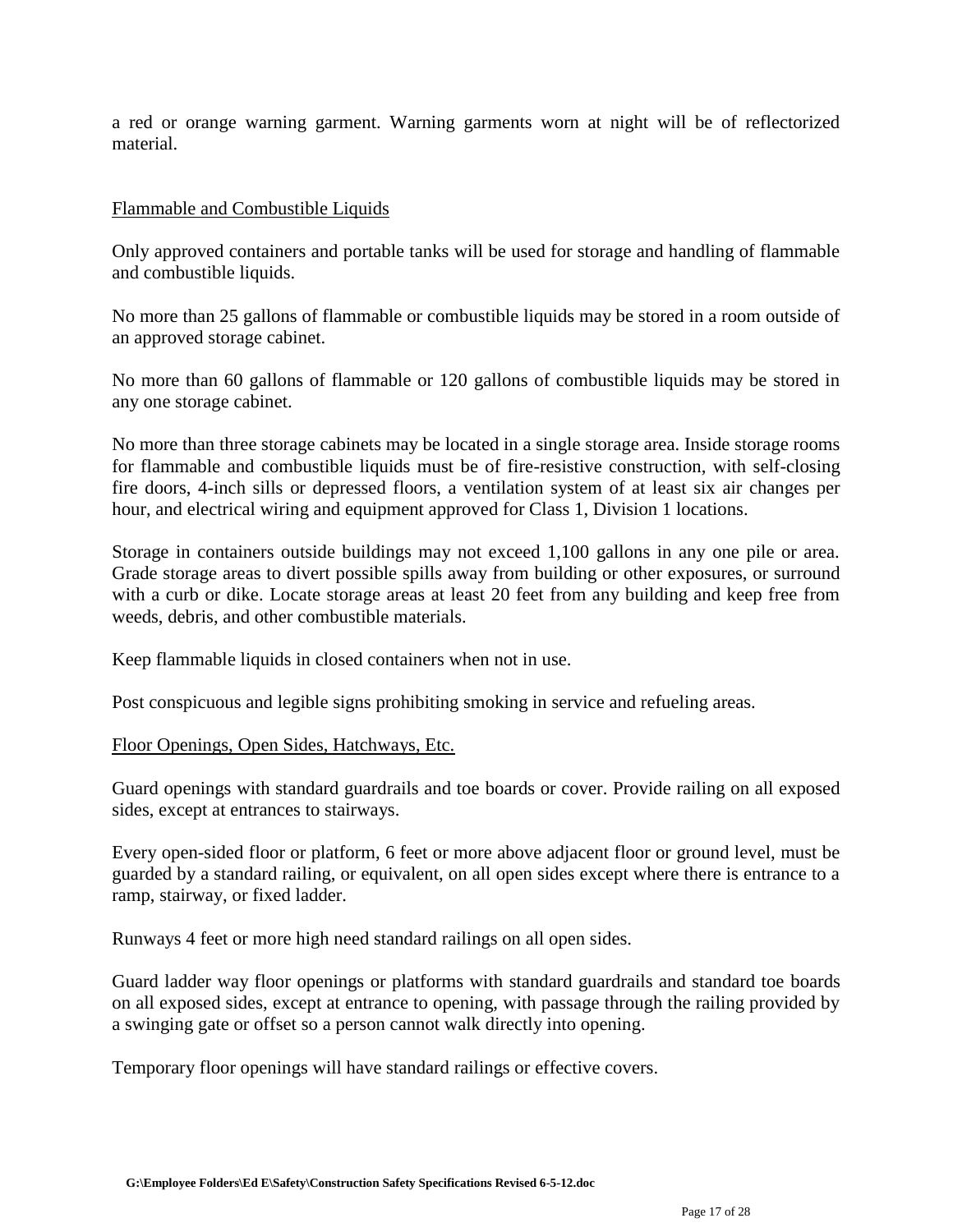a red or orange warning garment. Warning garments worn at night will be of reflectorized material.

Flammable and Combustible Liquids

Only approved containers and portable tanks will be used for storage and handling of flammable and combustible liquids.

No more than 25 gallons of flammable or combustible liquids may be stored in a room outside of an approved storage cabinet.

No more than 60 gallons of flammable or 120 gallons of combustible liquids may be stored in any one storage cabinet.

No more than three storage cabinets may be located in a single storage area. Inside storage rooms for flammable and combustible liquids must be of fire-resistive construction, with self-closing fire doors, 4-inch sills or depressed floors, a ventilation system of at least six air changes per hour, and electrical wiring and equipment approved for Class 1, Division 1 locations.

Storage in containers outside buildings may not exceed 1,100 gallons in any one pile or area. Grade storage areas to divert possible spills away from building or other exposures, or surround with a curb or dike. Locate storage areas at least 20 feet from any building and keep free from weeds, debris, and other combustible materials.

Keep flammable liquids in closed containers when not in use.

Post conspicuous and legible signs prohibiting smoking in service and refueling areas.

Floor Openings, Open Sides, Hatchways, Etc.

Guard openings with standard guardrails and toe boards or cover. Provide railing on all exposed sides, except at entrances to stairways.

Every open-sided floor or platform, 6 feet or more above adjacent floor or ground level, must be guarded by a standard railing, or equivalent, on all open sides except where there is entrance to a ramp, stairway, or fixed ladder.

Runways 4 feet or more high need standard railings on all open sides.

Guard ladder way floor openings or platforms with standard guardrails and standard toe boards on all exposed sides, except at entrance to opening, with passage through the railing provided by a swinging gate or offset so a person cannot walk directly into opening.

Temporary floor openings will have standard railings or effective covers.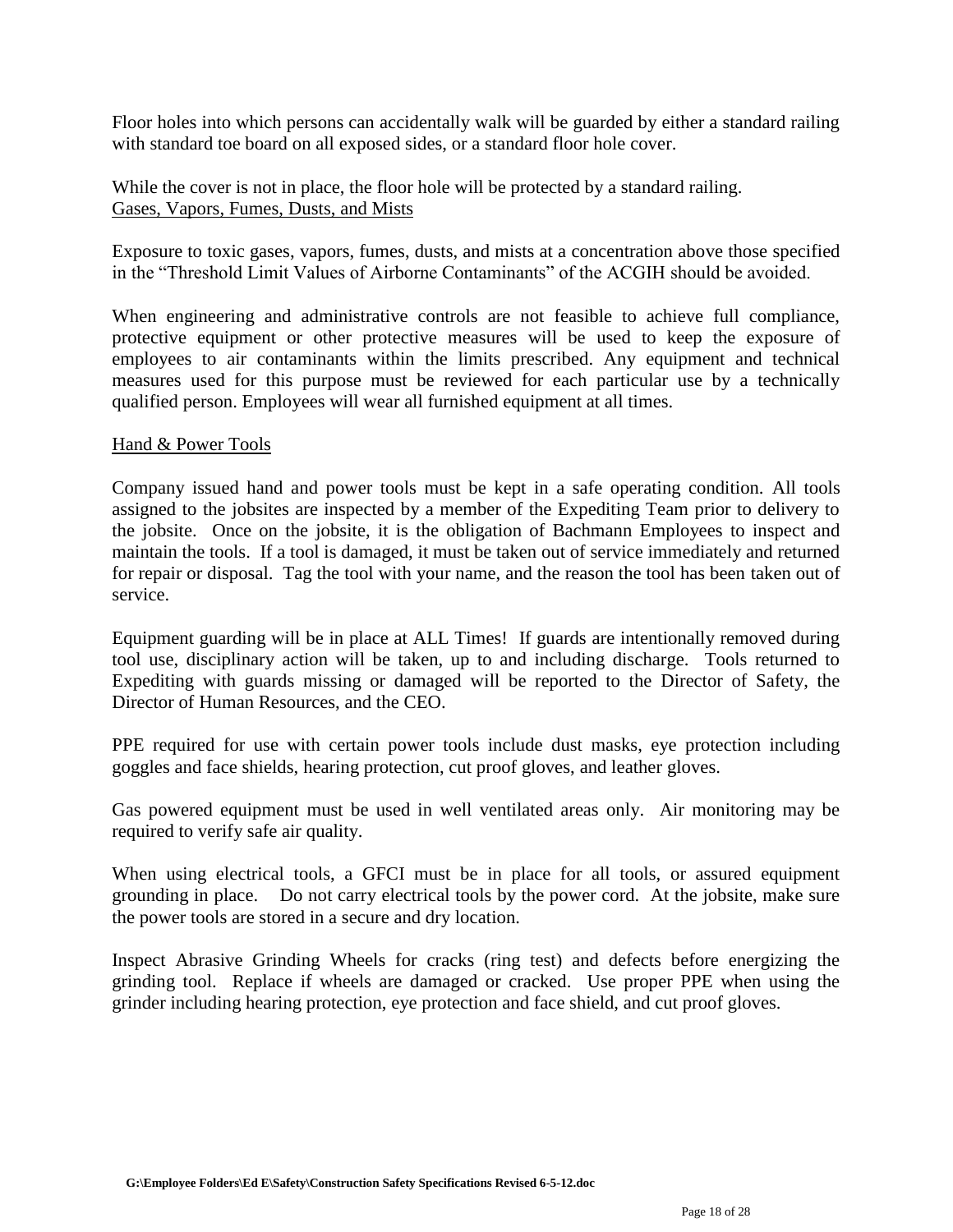Floor holes into which persons can accidentally walk will be guarded by either a standard railing with standard toe board on all exposed sides, or a standard floor hole cover.

While the cover is not in place, the floor hole will be protected by a standard railing.

<u>Gases, Vapors, Fumes, Dusts, and Mists</u>

Exposure to toxic gases, vapors, fumes, dusts, and mists at a concentration above those specified in the "Threshold Limit Values of Airborne Contaminants" of the ACGIH should be avoided.

When engineering and administrative controls are not feasible to achieve full compliance, protective equipment or other protective measures will be used to keep the exposure of employees to air contaminants within the limits prescribed. Any equipment and technical measures used for this purpose must be reviewed for each particular use by a technically qualified person. Employees will wear all furnished equipment at all times.

<u>Hand & Power Tools</u>

Company issued hand and power tools must be kept in a safe operating condition. All tools assigned to the jobsites are inspected by a member of the Expediting Team prior to delivery to the jobsite. Once on the jobsite, it is the obligation of Bachmann Employees to inspect and maintain the tools. If a tool is damaged, it must be taken out of service immediately and returned for repair or disposal. Tag the tool with your name, and the reason the tool has been taken out of service.

Equipment guarding will be in place at ALL Times! If guards are intentionally removed during tool use, disciplinary action will be taken, up to and including discharge. Tools returned to Expediting with guards missing or damaged will be reported to the Director of Safety, the Director of Human Resources, and the CEO.

PPE required for use with certain power tools include dust masks, eye protection including goggles and face shields, hearing protection, cut proof gloves, and leather gloves.

Gas powered equipment must be used in well ventilated areas only. Air monitoring may be required to verify safe air quality.

When using electrical tools, a GFCI must be in place for all tools, or assured equipment grounding in place. Do not carry electrical tools by the power cord. At the jobsite, make sure the power tools are stored in a secure and dry location.

Inspect Abrasive Grinding Wheels for cracks (ring test) and defects before energizing the grinding tool. Replace if wheels are damaged or cracked. Use proper PPE when using the grinder including hearing protection, eye protection and face shield, and cut proof gloves.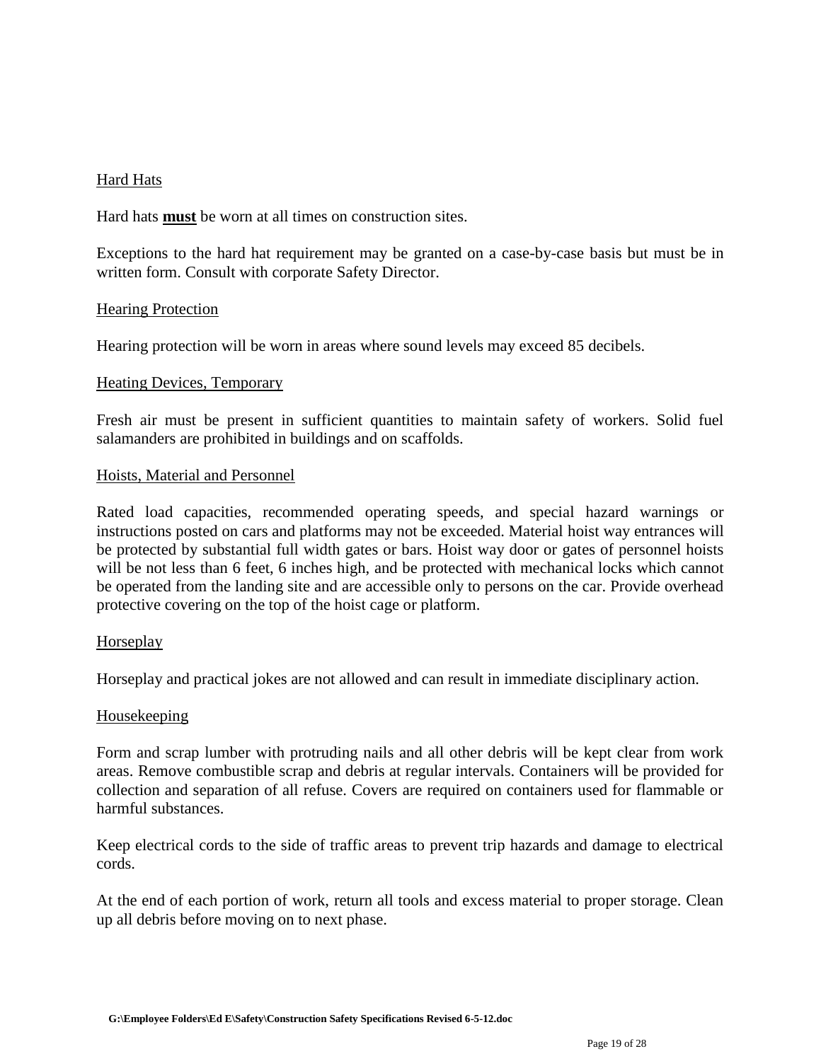## Hard Hats

Hard hats **must** be worn at all times on construction sites.

Exceptions to the hard hat requirement may be granted on a case-by-case basis but must be in written form. Consult with corporate Safety Director.

## Hearing Protection

Hearing protection will be worn in areas where sound levels may exceed 85 decibels.

## Heating Devices, Temporary

Fresh air must be present in sufficient quantities to maintain safety of workers. Solid fuel salamanders are prohibited in buildings and on scaffolds.

## Hoists, Material and Personnel

Rated load capacities, recommended operating speeds, and special hazard warnings or instructions posted on cars and platforms may not be exceeded. Material hoist way entrances will be protected by substantial full width gates or bars. Hoist way door or gates of personnel hoists will be not less than 6 feet, 6 inches high, and be protected with mechanical locks which cannot be operated from the landing site and are accessible only to persons on the car. Provide overhead protective covering on the top of the hoist cage or platform.

## Horseplay

Horseplay and practical jokes are not allowed and can result in immediate disciplinary action.

## Housekeeping

Form and scrap lumber with protruding nails and all other debris will be kept clear from work areas. Remove combustible scrap and debris at regular intervals. Containers will be provided for collection and separation of all refuse. Covers are required on containers used for flammable or harmful substances.

Keep electrical cords to the side of traffic areas to prevent trip hazards and damage to electrical cords.

At the end of each portion of work, return all tools and excess material to proper storage. Clean up all debris before moving on to next phase.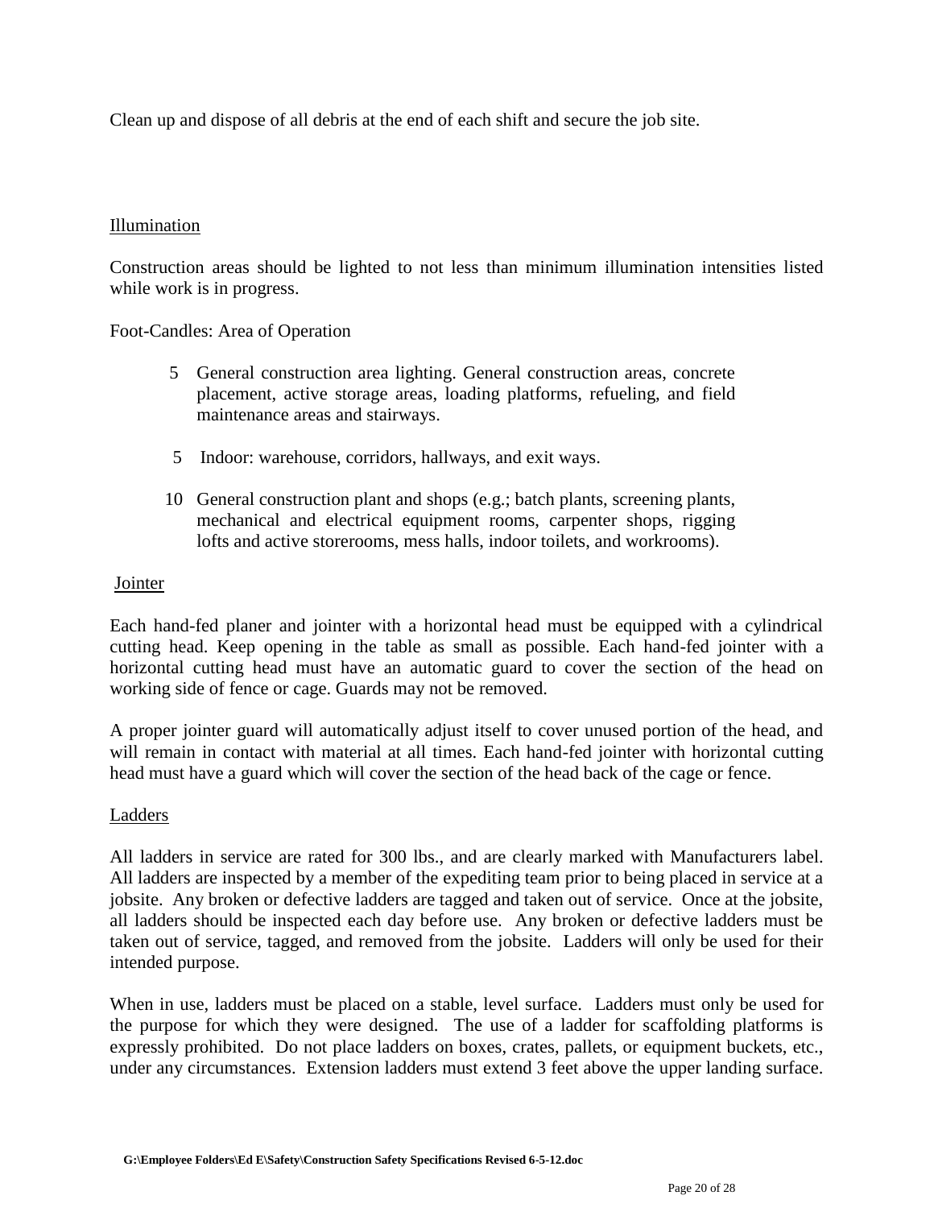Clean up and dispose of all debris at the end of each shift and secure the job site.

Illumination

Construction areas should be lighted to not less than minimum illumination intensities listed while work is in progress.

Foot-Candles: Area of Operation

| Foot-Candles | Area of Operation |
|---|---|
| 5 | General construction area lighting. General construction areas, concrete placement, active storage areas, loading platforms, refueling, and field maintenance areas and stairways. |
| 5 | Indoor: warehouse, corridors, hallways, and exit ways. |
| 10 | General construction plant and shops (e.g.; batch plants, screening plants, mechanical and electrical equipment rooms, carpenter shops, rigging lofts and active storerooms, mess halls, indoor toilets, and workrooms). |

Jointer

Each hand-fed planer and jointer with a horizontal head must be equipped with a cylindrical cutting head. Keep opening in the table as small as possible. Each hand-fed jointer with a horizontal cutting head must have an automatic guard to cover the section of the head on working side of fence or cage. Guards may not be removed.

A proper jointer guard will automatically adjust itself to cover unused portion of the head, and will remain in contact with material at all times. Each hand-fed jointer with horizontal cutting head must have a guard which will cover the section of the head back of the cage or fence.

Ladders

All ladders in service are rated for 300 lbs., and are clearly marked with Manufacturers label. All ladders are inspected by a member of the expediting team prior to being placed in service at a jobsite. Any broken or defective ladders are tagged and taken out of service. Once at the jobsite, all ladders should be inspected each day before use. Any broken or defective ladders must be taken out of service, tagged, and removed from the jobsite. Ladders will only be used for their intended purpose.

When in use, ladders must be placed on a stable, level surface. Ladders must only be used for the purpose for which they were designed. The use of a ladder for scaffolding platforms is expressly prohibited. Do not place ladders on boxes, crates, pallets, or equipment buckets, etc., under any circumstances. Extension ladders must extend 3 feet above the upper landing surface.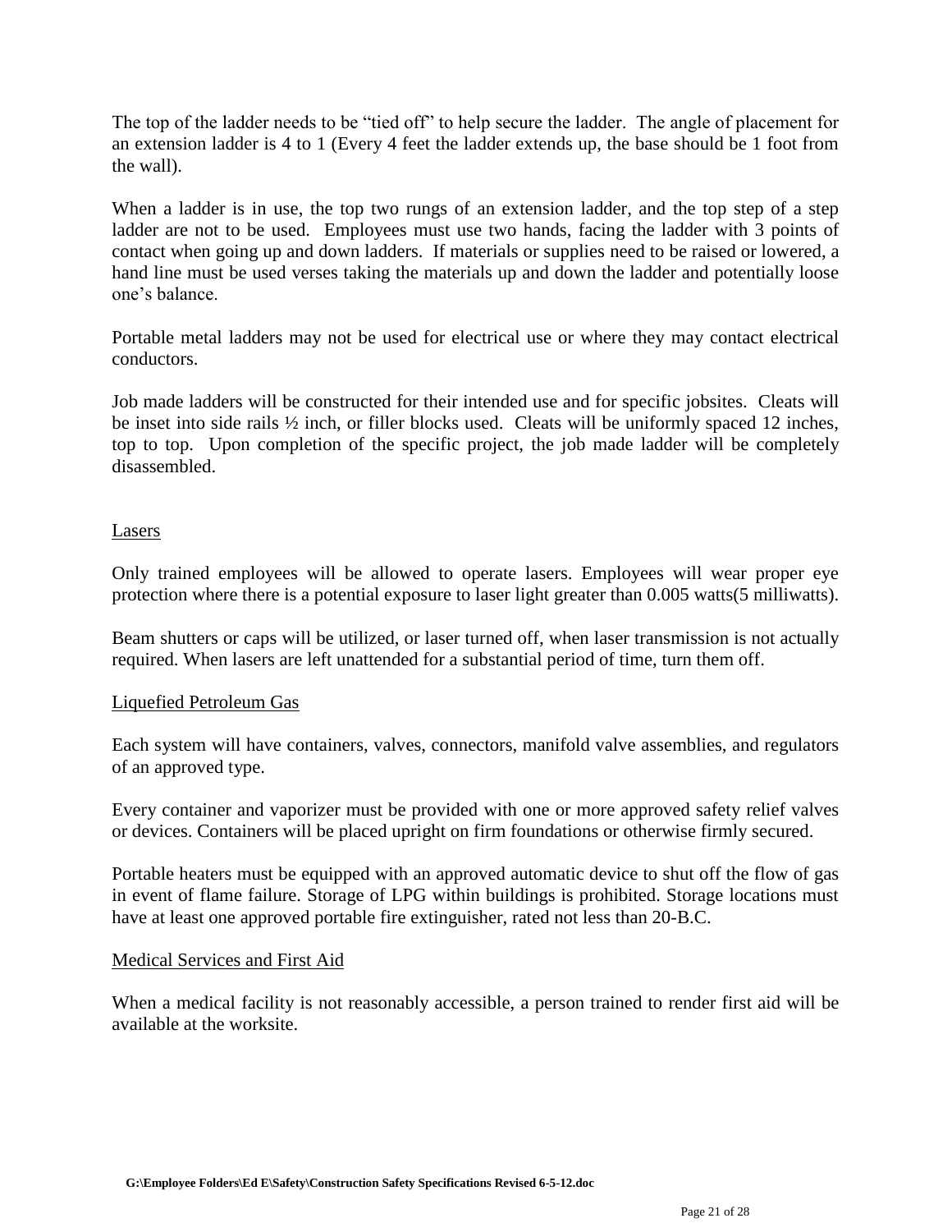The top of the ladder needs to be "tied off" to help secure the ladder. The angle of placement for an extension ladder is 4 to 1 (Every 4 feet the ladder extends up, the base should be 1 foot from the wall).

When a ladder is in use, the top two rungs of an extension ladder, and the top step of a step ladder are not to be used. Employees must use two hands, facing the ladder with 3 points of contact when going up and down ladders. If materials or supplies need to be raised or lowered, a hand line must be used verses taking the materials up and down the ladder and potentially loose one's balance.

Portable metal ladders may not be used for electrical use or where they may contact electrical conductors.

Job made ladders will be constructed for their intended use and for specific jobsites. Cleats will be inset into side rails ½ inch, or filler blocks used. Cleats will be uniformly spaced 12 inches, top to top. Upon completion of the specific project, the job made ladder will be completely disassembled.

<u>Lasers</u>

Only trained employees will be allowed to operate lasers. Employees will wear proper eye protection where there is a potential exposure to laser light greater than 0.005 watts(5 milliwatts).

Beam shutters or caps will be utilized, or laser turned off, when laser transmission is not actually required. When lasers are left unattended for a substantial period of time, turn them off.

<u>Liquefied Petroleum Gas</u>

Each system will have containers, valves, connectors, manifold valve assemblies, and regulators of an approved type.

Every container and vaporizer must be provided with one or more approved safety relief valves or devices. Containers will be placed upright on firm foundations or otherwise firmly secured.

Portable heaters must be equipped with an approved automatic device to shut off the flow of gas in event of flame failure. Storage of LPG within buildings is prohibited. Storage locations must have at least one approved portable fire extinguisher, rated not less than 20-B.C.

<u>Medical Services and First Aid</u>

When a medical facility is not reasonably accessible, a person trained to render first aid will be available at the worksite.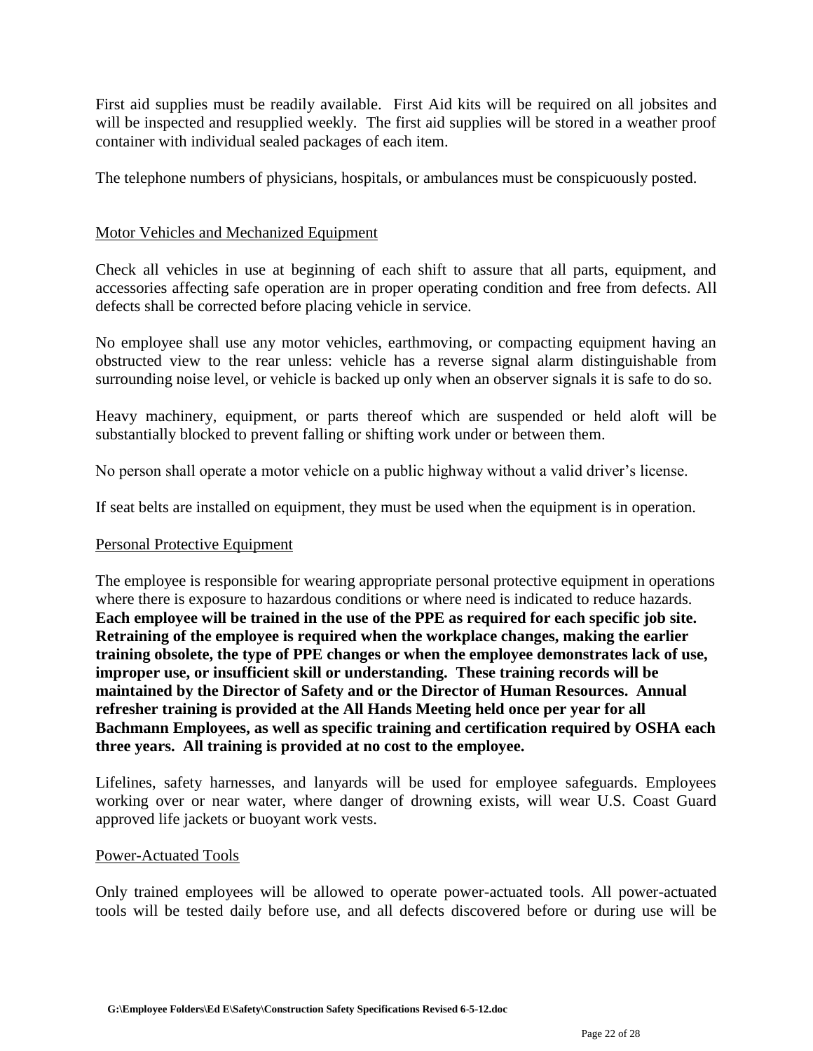First aid supplies must be readily available. First Aid kits will be required on all jobsites and will be inspected and resupplied weekly. The first aid supplies will be stored in a weather proof container with individual sealed packages of each item.

The telephone numbers of physicians, hospitals, or ambulances must be conspicuously posted.

## Motor Vehicles and Mechanized Equipment

Check all vehicles in use at beginning of each shift to assure that all parts, equipment, and accessories affecting safe operation are in proper operating condition and free from defects. All defects shall be corrected before placing vehicle in service.

No employee shall use any motor vehicles, earthmoving, or compacting equipment having an obstructed view to the rear unless: vehicle has a reverse signal alarm distinguishable from surrounding noise level, or vehicle is backed up only when an observer signals it is safe to do so.

Heavy machinery, equipment, or parts thereof which are suspended or held aloft will be substantially blocked to prevent falling or shifting work under or between them.

No person shall operate a motor vehicle on a public highway without a valid driver's license.

If seat belts are installed on equipment, they must be used when the equipment is in operation.

## Personal Protective Equipment

The employee is responsible for wearing appropriate personal protective equipment in operations where there is exposure to hazardous conditions or where need is indicated to reduce hazards. **Each employee will be trained in the use of the PPE as required for each specific job site. Retraining of the employee is required when the workplace changes, making the earlier training obsolete, the type of PPE changes or when the employee demonstrates lack of use, improper use, or insufficient skill or understanding. These training records will be maintained by the Director of Safety and or the Director of Human Resources. Annual refresher training is provided at the All Hands Meeting held once per year for all Bachmann Employees, as well as specific training and certification required by OSHA each three years. All training is provided at no cost to the employee.**

Lifelines, safety harnesses, and lanyards will be used for employee safeguards. Employees working over or near water, where danger of drowning exists, will wear U.S. Coast Guard approved life jackets or buoyant work vests.

## Power-Actuated Tools

Only trained employees will be allowed to operate power-actuated tools. All power-actuated tools will be tested daily before use, and all defects discovered before or during use will be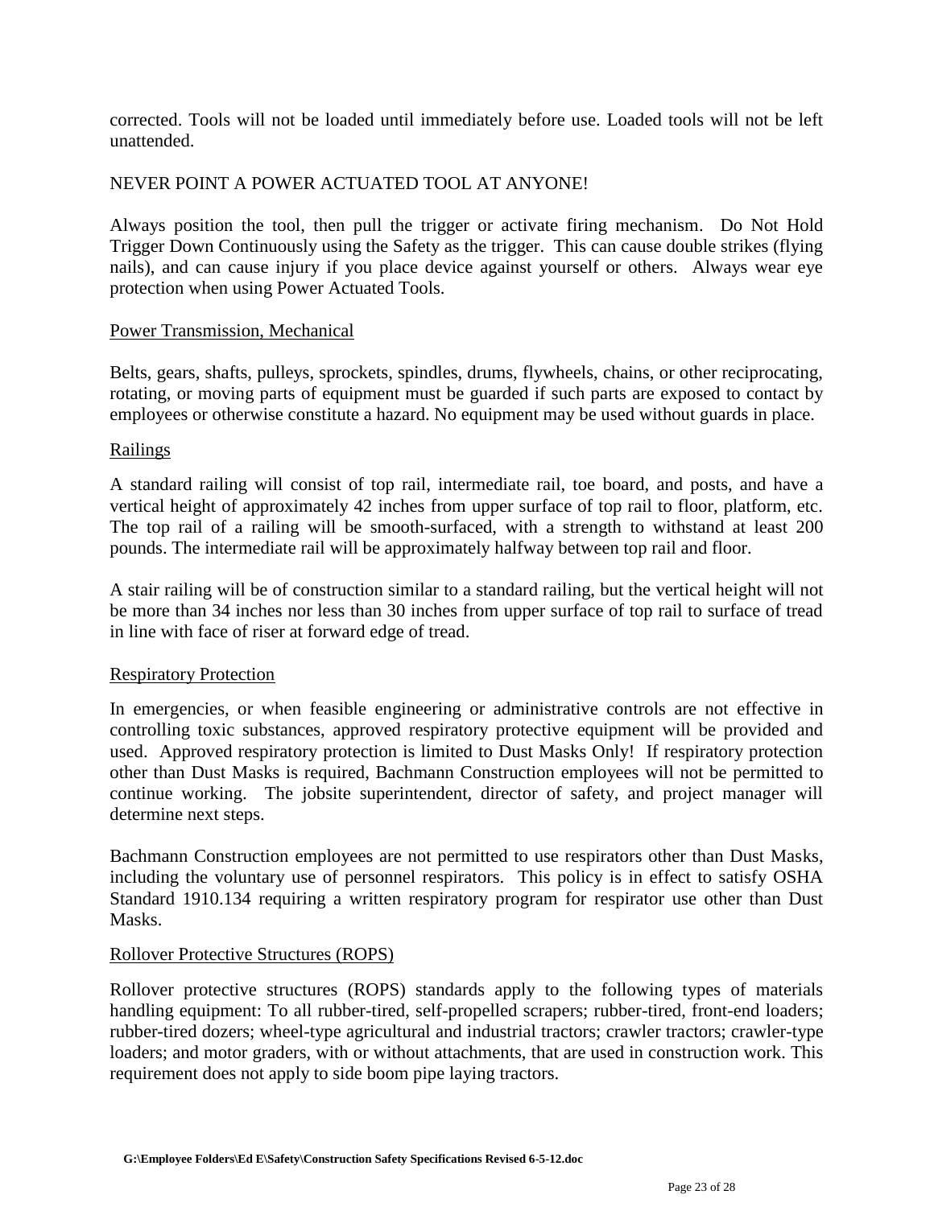corrected. Tools will not be loaded until immediately before use. Loaded tools will not be left unattended.

NEVER POINT A POWER ACTUATED TOOL AT ANYONE!

Always position the tool, then pull the trigger or activate firing mechanism. Do Not Hold Trigger Down Continuously using the Safety as the trigger. This can cause double strikes (flying nails), and can cause injury if you place device against yourself or others. Always wear eye protection when using Power Actuated Tools.

Power Transmission, Mechanical

Belts, gears, shafts, pulleys, sprockets, spindles, drums, flywheels, chains, or other reciprocating, rotating, or moving parts of equipment must be guarded if such parts are exposed to contact by employees or otherwise constitute a hazard. No equipment may be used without guards in place.

Railings

A standard railing will consist of top rail, intermediate rail, toe board, and posts, and have a vertical height of approximately 42 inches from upper surface of top rail to floor, platform, etc. The top rail of a railing will be smooth-surfaced, with a strength to withstand at least 200 pounds. The intermediate rail will be approximately halfway between top rail and floor.

A stair railing will be of construction similar to a standard railing, but the vertical height will not be more than 34 inches nor less than 30 inches from upper surface of top rail to surface of tread in line with face of riser at forward edge of tread.

Respiratory Protection

In emergencies, or when feasible engineering or administrative controls are not effective in controlling toxic substances, approved respiratory protective equipment will be provided and used. Approved respiratory protection is limited to Dust Masks Only! If respiratory protection other than Dust Masks is required, Bachmann Construction employees will not be permitted to continue working. The jobsite superintendent, director of safety, and project manager will determine next steps.

Bachmann Construction employees are not permitted to use respirators other than Dust Masks, including the voluntary use of personnel respirators. This policy is in effect to satisfy OSHA Standard 1910.134 requiring a written respiratory program for respirator use other than Dust Masks.

Rollover Protective Structures (ROPS)

Rollover protective structures (ROPS) standards apply to the following types of materials handling equipment: To all rubber-tired, self-propelled scrapers; rubber-tired, front-end loaders; rubber-tired dozers; wheel-type agricultural and industrial tractors; crawler tractors; crawler-type loaders; and motor graders, with or without attachments, that are used in construction work. This requirement does not apply to side boom pipe laying tractors.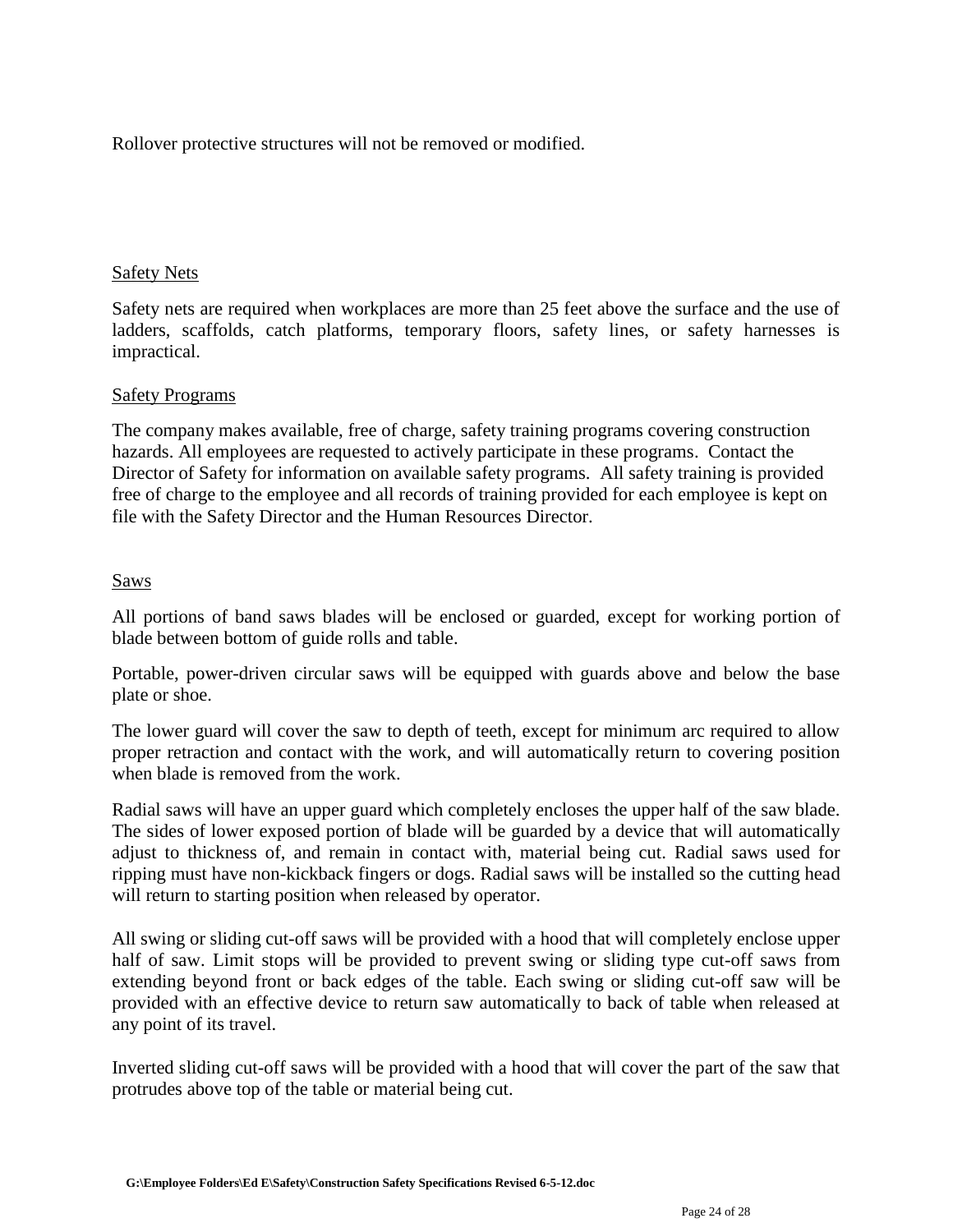Rollover protective structures will not be removed or modified.

## Safety Nets

Safety nets are required when workplaces are more than 25 feet above the surface and the use of ladders, scaffolds, catch platforms, temporary floors, safety lines, or safety harnesses is impractical.

## Safety Programs

The company makes available, free of charge, safety training programs covering construction hazards. All employees are requested to actively participate in these programs. Contact the Director of Safety for information on available safety programs. All safety training is provided free of charge to the employee and all records of training provided for each employee is kept on file with the Safety Director and the Human Resources Director.

## Saws

All portions of band saws blades will be enclosed or guarded, except for working portion of blade between bottom of guide rolls and table.

Portable, power-driven circular saws will be equipped with guards above and below the base plate or shoe.

The lower guard will cover the saw to depth of teeth, except for minimum arc required to allow proper retraction and contact with the work, and will automatically return to covering position when blade is removed from the work.

Radial saws will have an upper guard which completely encloses the upper half of the saw blade. The sides of lower exposed portion of blade will be guarded by a device that will automatically adjust to thickness of, and remain in contact with, material being cut. Radial saws used for ripping must have non-kickback fingers or dogs. Radial saws will be installed so the cutting head will return to starting position when released by operator.

All swing or sliding cut-off saws will be provided with a hood that will completely enclose upper half of saw. Limit stops will be provided to prevent swing or sliding type cut-off saws from extending beyond front or back edges of the table. Each swing or sliding cut-off saw will be provided with an effective device to return saw automatically to back of table when released at any point of its travel.

Inverted sliding cut-off saws will be provided with a hood that will cover the part of the saw that protrudes above top of the table or material being cut.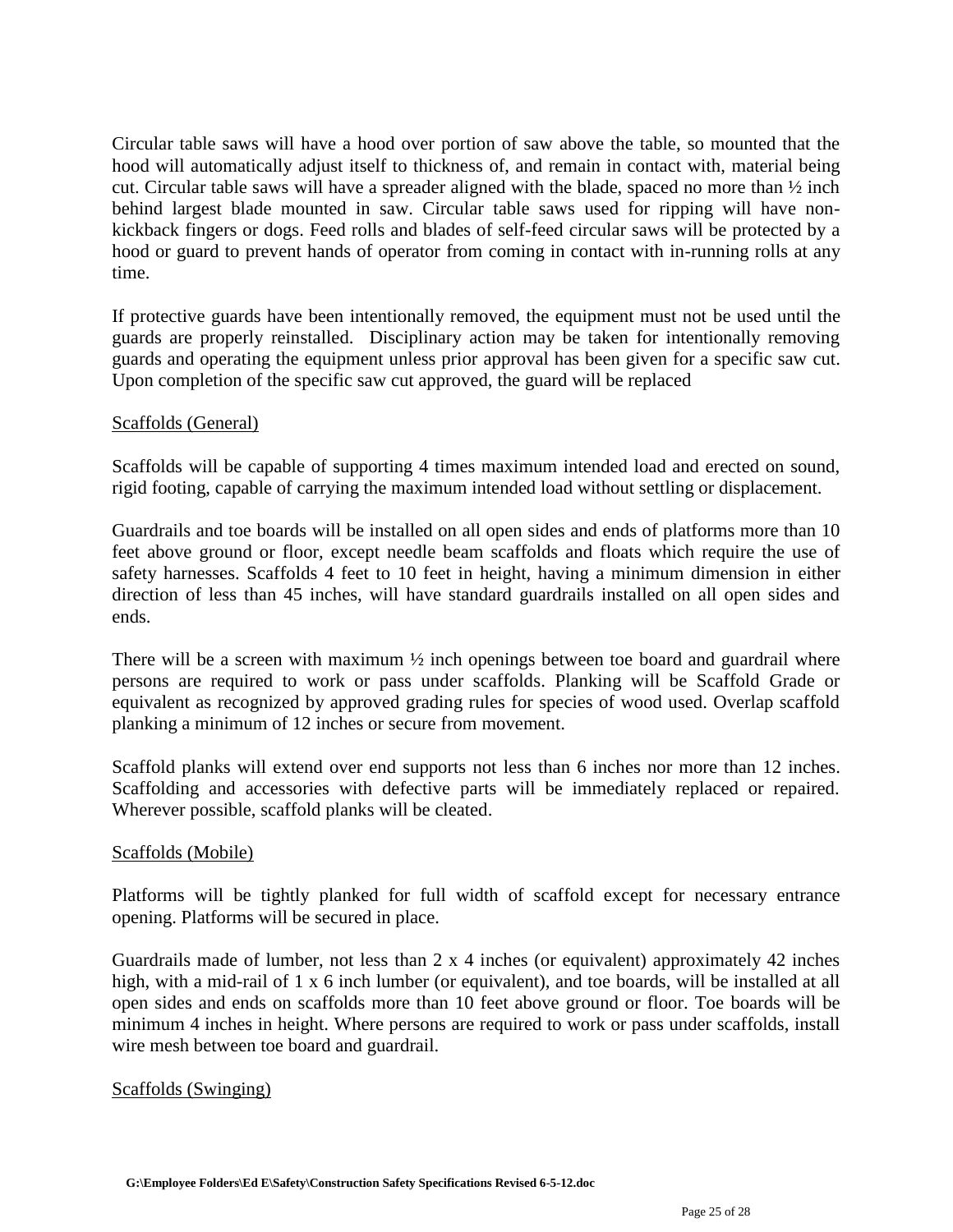Circular table saws will have a hood over portion of saw above the table, so mounted that the hood will automatically adjust itself to thickness of, and remain in contact with, material being cut. Circular table saws will have a spreader aligned with the blade, spaced no more than ½ inch behind largest blade mounted in saw. Circular table saws used for ripping will have non-kickback fingers or dogs. Feed rolls and blades of self-feed circular saws will be protected by a hood or guard to prevent hands of operator from coming in contact with in-running rolls at any time.

If protective guards have been intentionally removed, the equipment must not be used until the guards are properly reinstalled. Disciplinary action may be taken for intentionally removing guards and operating the equipment unless prior approval has been given for a specific saw cut. Upon completion of the specific saw cut approved, the guard will be replaced

Scaffolds (General)

Scaffolds will be capable of supporting 4 times maximum intended load and erected on sound, rigid footing, capable of carrying the maximum intended load without settling or displacement.

Guardrails and toe boards will be installed on all open sides and ends of platforms more than 10 feet above ground or floor, except needle beam scaffolds and floats which require the use of safety harnesses. Scaffolds 4 feet to 10 feet in height, having a minimum dimension in either direction of less than 45 inches, will have standard guardrails installed on all open sides and ends.

There will be a screen with maximum ½ inch openings between toe board and guardrail where persons are required to work or pass under scaffolds. Planking will be Scaffold Grade or equivalent as recognized by approved grading rules for species of wood used. Overlap scaffold planking a minimum of 12 inches or secure from movement.

Scaffold planks will extend over end supports not less than 6 inches nor more than 12 inches. Scaffolding and accessories with defective parts will be immediately replaced or repaired. Wherever possible, scaffold planks will be cleated.

Scaffolds (Mobile)

Platforms will be tightly planked for full width of scaffold except for necessary entrance opening. Platforms will be secured in place.

Guardrails made of lumber, not less than 2 x 4 inches (or equivalent) approximately 42 inches high, with a mid-rail of 1 x 6 inch lumber (or equivalent), and toe boards, will be installed at all open sides and ends on scaffolds more than 10 feet above ground or floor. Toe boards will be minimum 4 inches in height. Where persons are required to work or pass under scaffolds, install wire mesh between toe board and guardrail.

Scaffolds (Swinging)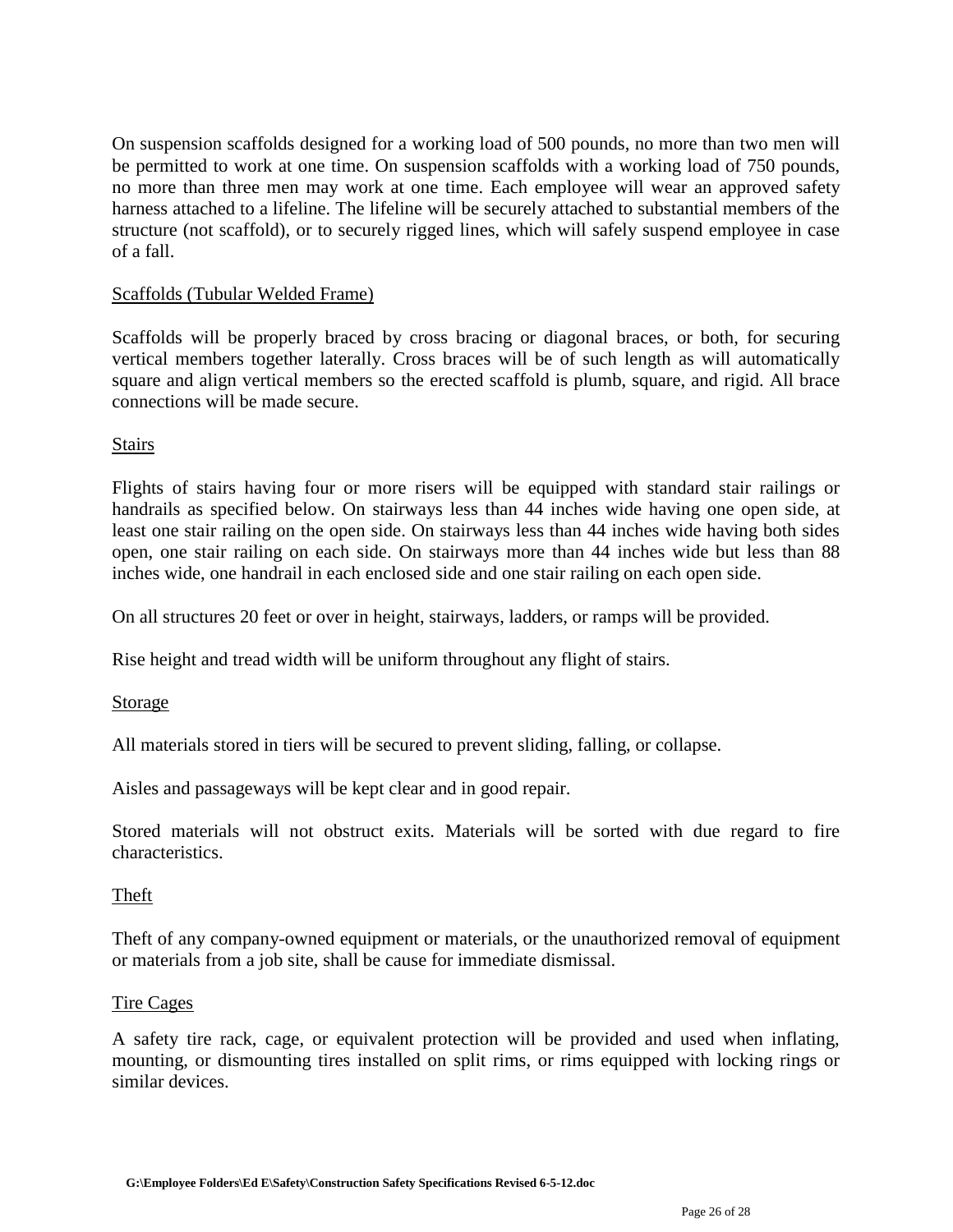On suspension scaffolds designed for a working load of 500 pounds, no more than two men will be permitted to work at one time. On suspension scaffolds with a working load of 750 pounds, no more than three men may work at one time. Each employee will wear an approved safety harness attached to a lifeline. The lifeline will be securely attached to substantial members of the structure (not scaffold), or to securely rigged lines, which will safely suspend employee in case of a fall.

## Scaffolds (Tubular Welded Frame)

Scaffolds will be properly braced by cross bracing or diagonal braces, or both, for securing vertical members together laterally. Cross braces will be of such length as will automatically square and align vertical members so the erected scaffold is plumb, square, and rigid. All brace connections will be made secure.

## Stairs

Flights of stairs having four or more risers will be equipped with standard stair railings or handrails as specified below. On stairways less than 44 inches wide having one open side, at least one stair railing on the open side. On stairways less than 44 inches wide having both sides open, one stair railing on each side. On stairways more than 44 inches wide but less than 88 inches wide, one handrail in each enclosed side and one stair railing on each open side.

On all structures 20 feet or over in height, stairways, ladders, or ramps will be provided.

Rise height and tread width will be uniform throughout any flight of stairs.

## Storage

All materials stored in tiers will be secured to prevent sliding, falling, or collapse.

Aisles and passageways will be kept clear and in good repair.

Stored materials will not obstruct exits. Materials will be sorted with due regard to fire characteristics.

## Theft

Theft of any company-owned equipment or materials, or the unauthorized removal of equipment or materials from a job site, shall be cause for immediate dismissal.

## Tire Cages

A safety tire rack, cage, or equivalent protection will be provided and used when inflating, mounting, or dismounting tires installed on split rims, or rims equipped with locking rings or similar devices.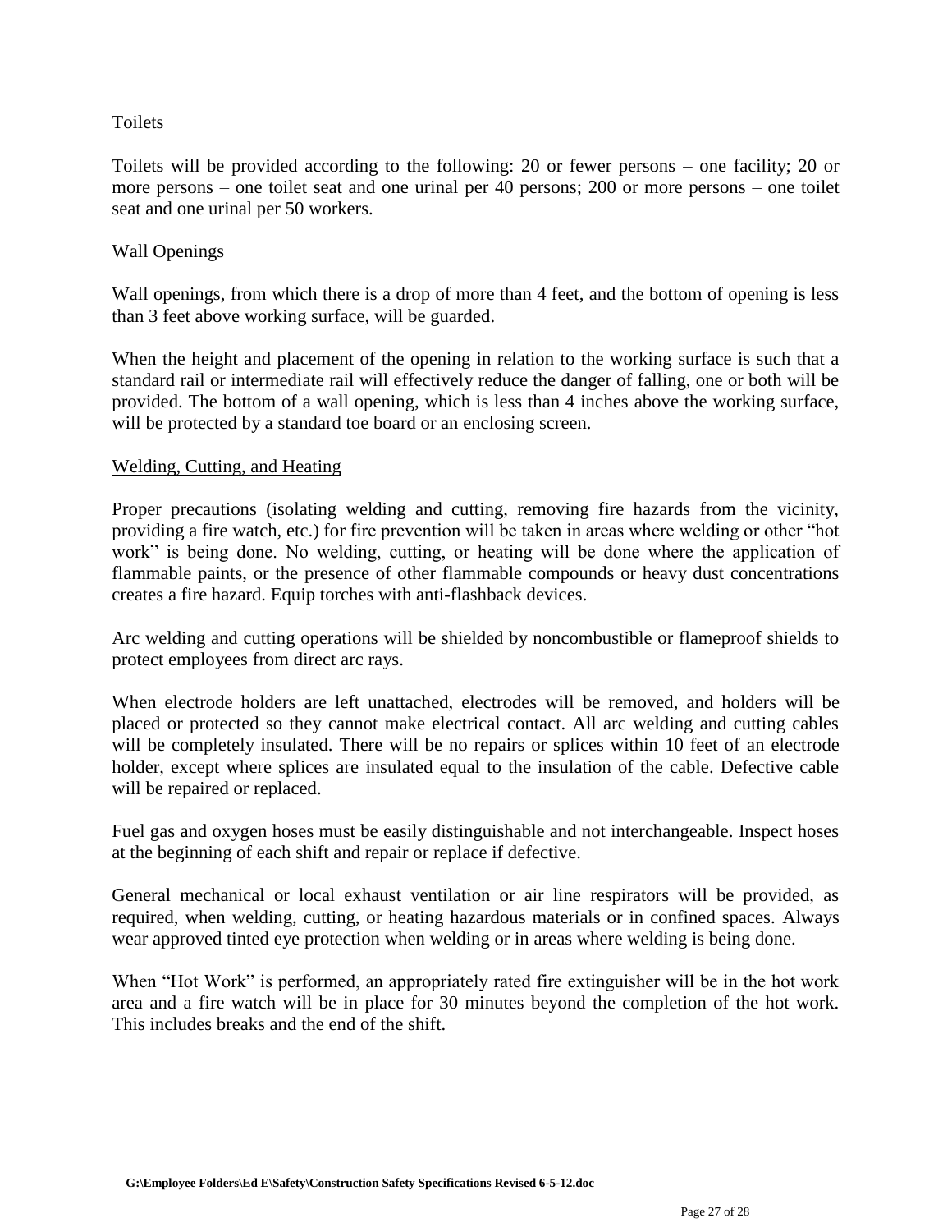## Toilets

Toilets will be provided according to the following: 20 or fewer persons – one facility; 20 or more persons – one toilet seat and one urinal per 40 persons; 200 or more persons – one toilet seat and one urinal per 50 workers.

## Wall Openings

Wall openings, from which there is a drop of more than 4 feet, and the bottom of opening is less than 3 feet above working surface, will be guarded.

When the height and placement of the opening in relation to the working surface is such that a standard rail or intermediate rail will effectively reduce the danger of falling, one or both will be provided. The bottom of a wall opening, which is less than 4 inches above the working surface, will be protected by a standard toe board or an enclosing screen.

## Welding, Cutting, and Heating

Proper precautions (isolating welding and cutting, removing fire hazards from the vicinity, providing a fire watch, etc.) for fire prevention will be taken in areas where welding or other "hot work" is being done. No welding, cutting, or heating will be done where the application of flammable paints, or the presence of other flammable compounds or heavy dust concentrations creates a fire hazard. Equip torches with anti-flashback devices.

Arc welding and cutting operations will be shielded by noncombustible or flameproof shields to protect employees from direct arc rays.

When electrode holders are left unattached, electrodes will be removed, and holders will be placed or protected so they cannot make electrical contact. All arc welding and cutting cables will be completely insulated. There will be no repairs or splices within 10 feet of an electrode holder, except where splices are insulated equal to the insulation of the cable. Defective cable will be repaired or replaced.

Fuel gas and oxygen hoses must be easily distinguishable and not interchangeable. Inspect hoses at the beginning of each shift and repair or replace if defective.

General mechanical or local exhaust ventilation or air line respirators will be provided, as required, when welding, cutting, or heating hazardous materials or in confined spaces. Always wear approved tinted eye protection when welding or in areas where welding is being done.

When "Hot Work" is performed, an appropriately rated fire extinguisher will be in the hot work area and a fire watch will be in place for 30 minutes beyond the completion of the hot work. This includes breaks and the end of the shift.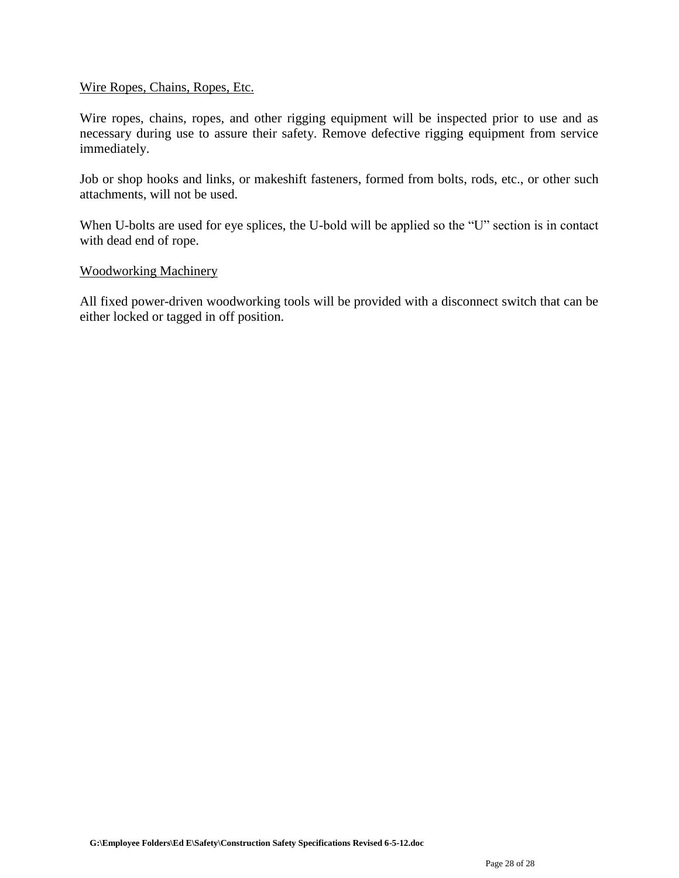Wire Ropes, Chains, Ropes, Etc.

Wire ropes, chains, ropes, and other rigging equipment will be inspected prior to use and as necessary during use to assure their safety. Remove defective rigging equipment from service immediately.

Job or shop hooks and links, or makeshift fasteners, formed from bolts, rods, etc., or other such attachments, will not be used.

When U-bolts are used for eye splices, the U-bold will be applied so the "U" section is in contact with dead end of rope.

Woodworking Machinery

All fixed power-driven woodworking tools will be provided with a disconnect switch that can be either locked or tagged in off position.